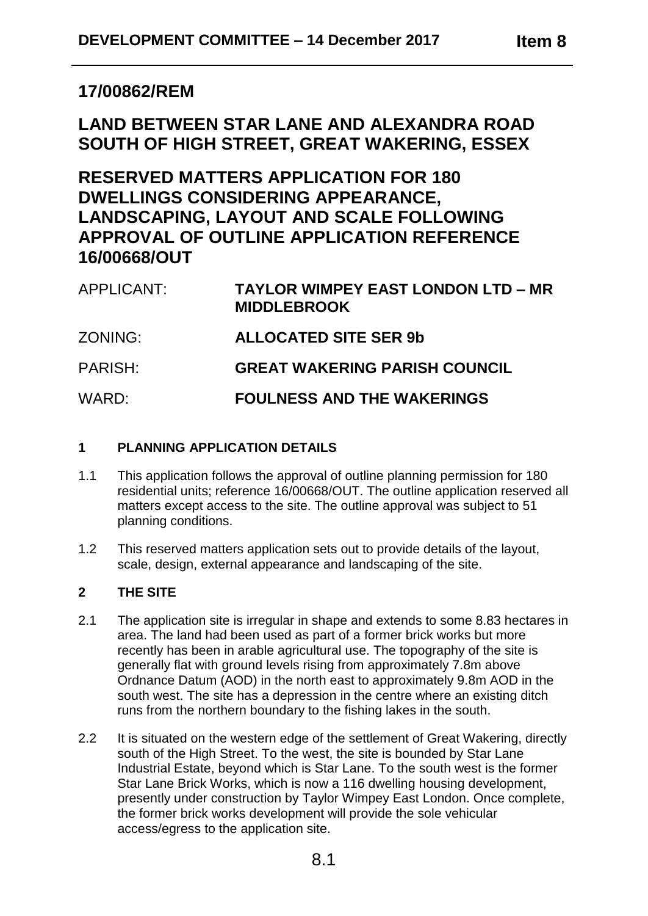# 17/00862/REM

# LAND BETWEEN STAR LANE AND ALEXANDRA ROAD SOUTH OF HIGH STREET, GREAT WAKERING, ESSEX

# RESERVED MATTERS APPLICATION FOR 180 DWELLINGS CONSIDERING APPEARANCE, LANDSCAPING, LAYOUT AND SCALE FOLLOWING APPROVAL OF OUTLINE APPLICATION REFERENCE 16/00668/OUT

| | |
|---|---|
| APPLICANT: | **TAYLOR WIMPEY EAST LONDON LTD – MR MIDDLEBROOK** |
| ZONING: | **ALLOCATED SITE SER 9b** |
| PARISH: | **GREAT WAKERING PARISH COUNCIL** |
| WARD: | **FOULNESS AND THE WAKERINGS** |

## 1 PLANNING APPLICATION DETAILS

1.1 This application follows the approval of outline planning permission for 180 residential units; reference 16/00668/OUT. The outline application reserved all matters except access to the site. The outline approval was subject to 51 planning conditions.

1.2 This reserved matters application sets out to provide details of the layout, scale, design, external appearance and landscaping of the site.

## 2 THE SITE

2.1 The application site is irregular in shape and extends to some 8.83 hectares in area. The land had been used as part of a former brick works but more recently has been in arable agricultural use. The topography of the site is generally flat with ground levels rising from approximately 7.8m above Ordnance Datum (AOD) in the north east to approximately 9.8m AOD in the south west. The site has a depression in the centre where an existing ditch runs from the northern boundary to the fishing lakes in the south.

2.2 It is situated on the western edge of the settlement of Great Wakering, directly south of the High Street. To the west, the site is bounded by Star Lane Industrial Estate, beyond which is Star Lane. To the south west is the former Star Lane Brick Works, which is now a 116 dwelling housing development, presently under construction by Taylor Wimpey East London. Once complete, the former brick works development will provide the sole vehicular access/egress to the application site.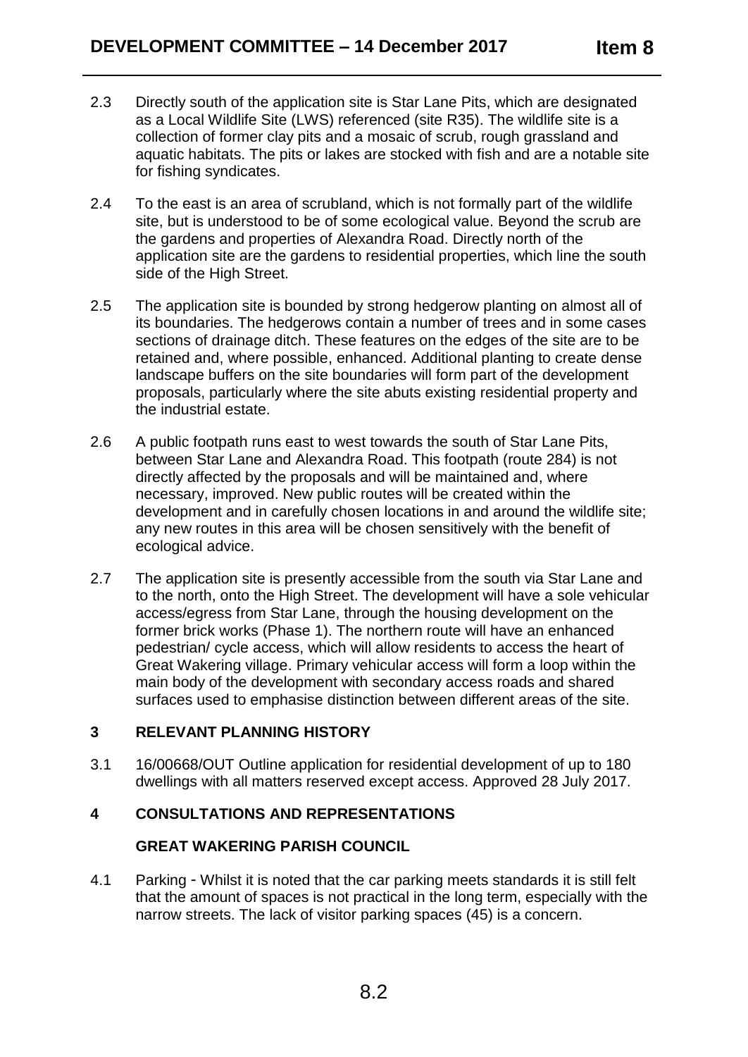2.3 Directly south of the application site is Star Lane Pits, which are designated as a Local Wildlife Site (LWS) referenced (site R35). The wildlife site is a collection of former clay pits and a mosaic of scrub, rough grassland and aquatic habitats. The pits or lakes are stocked with fish and are a notable site for fishing syndicates.

2.4 To the east is an area of scrubland, which is not formally part of the wildlife site, but is understood to be of some ecological value. Beyond the scrub are the gardens and properties of Alexandra Road. Directly north of the application site are the gardens to residential properties, which line the south side of the High Street.

2.5 The application site is bounded by strong hedgerow planting on almost all of its boundaries. The hedgerows contain a number of trees and in some cases sections of drainage ditch. These features on the edges of the site are to be retained and, where possible, enhanced. Additional planting to create dense landscape buffers on the site boundaries will form part of the development proposals, particularly where the site abuts existing residential property and the industrial estate.

2.6 A public footpath runs east to west towards the south of Star Lane Pits, between Star Lane and Alexandra Road. This footpath (route 284) is not directly affected by the proposals and will be maintained and, where necessary, improved. New public routes will be created within the development and in carefully chosen locations in and around the wildlife site; any new routes in this area will be chosen sensitively with the benefit of ecological advice.

2.7 The application site is presently accessible from the south via Star Lane and to the north, onto the High Street. The development will have a sole vehicular access/egress from Star Lane, through the housing development on the former brick works (Phase 1). The northern route will have an enhanced pedestrian/ cycle access, which will allow residents to access the heart of Great Wakering village. Primary vehicular access will form a loop within the main body of the development with secondary access roads and shared surfaces used to emphasise distinction between different areas of the site.

## 3 RELEVANT PLANNING HISTORY

3.1 16/00668/OUT Outline application for residential development of up to 180 dwellings with all matters reserved except access. Approved 28 July 2017.

## 4 CONSULTATIONS AND REPRESENTATIONS

### GREAT WAKERING PARISH COUNCIL

4.1 Parking - Whilst it is noted that the car parking meets standards it is still felt that the amount of spaces is not practical in the long term, especially with the narrow streets. The lack of visitor parking spaces (45) is a concern.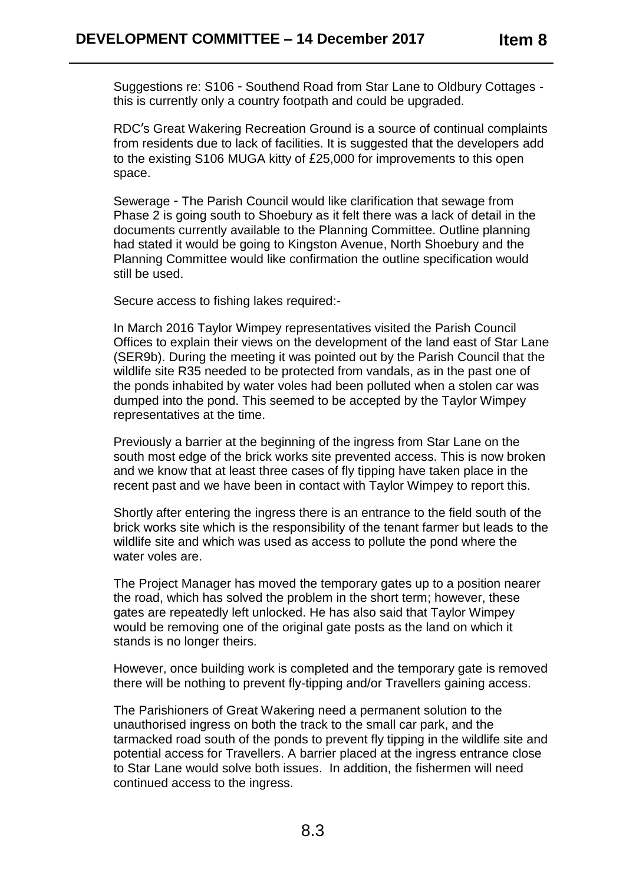Suggestions re: S106 - Southend Road from Star Lane to Oldbury Cottages - this is currently only a country footpath and could be upgraded.

RDC's Great Wakering Recreation Ground is a source of continual complaints from residents due to lack of facilities. It is suggested that the developers add to the existing S106 MUGA kitty of £25,000 for improvements to this open space.

Sewerage - The Parish Council would like clarification that sewage from Phase 2 is going south to Shoebury as it felt there was a lack of detail in the documents currently available to the Planning Committee. Outline planning had stated it would be going to Kingston Avenue, North Shoebury and the Planning Committee would like confirmation the outline specification would still be used.

Secure access to fishing lakes required:-

In March 2016 Taylor Wimpey representatives visited the Parish Council Offices to explain their views on the development of the land east of Star Lane (SER9b). During the meeting it was pointed out by the Parish Council that the wildlife site R35 needed to be protected from vandals, as in the past one of the ponds inhabited by water voles had been polluted when a stolen car was dumped into the pond. This seemed to be accepted by the Taylor Wimpey representatives at the time.

Previously a barrier at the beginning of the ingress from Star Lane on the south most edge of the brick works site prevented access. This is now broken and we know that at least three cases of fly tipping have taken place in the recent past and we have been in contact with Taylor Wimpey to report this.

Shortly after entering the ingress there is an entrance to the field south of the brick works site which is the responsibility of the tenant farmer but leads to the wildlife site and which was used as access to pollute the pond where the water voles are.

The Project Manager has moved the temporary gates up to a position nearer the road, which has solved the problem in the short term; however, these gates are repeatedly left unlocked. He has also said that Taylor Wimpey would be removing one of the original gate posts as the land on which it stands is no longer theirs.

However, once building work is completed and the temporary gate is removed there will be nothing to prevent fly-tipping and/or Travellers gaining access.

The Parishioners of Great Wakering need a permanent solution to the unauthorised ingress on both the track to the small car park, and the tarmacked road south of the ponds to prevent fly tipping in the wildlife site and potential access for Travellers. A barrier placed at the ingress entrance close to Star Lane would solve both issues. In addition, the fishermen will need continued access to the ingress.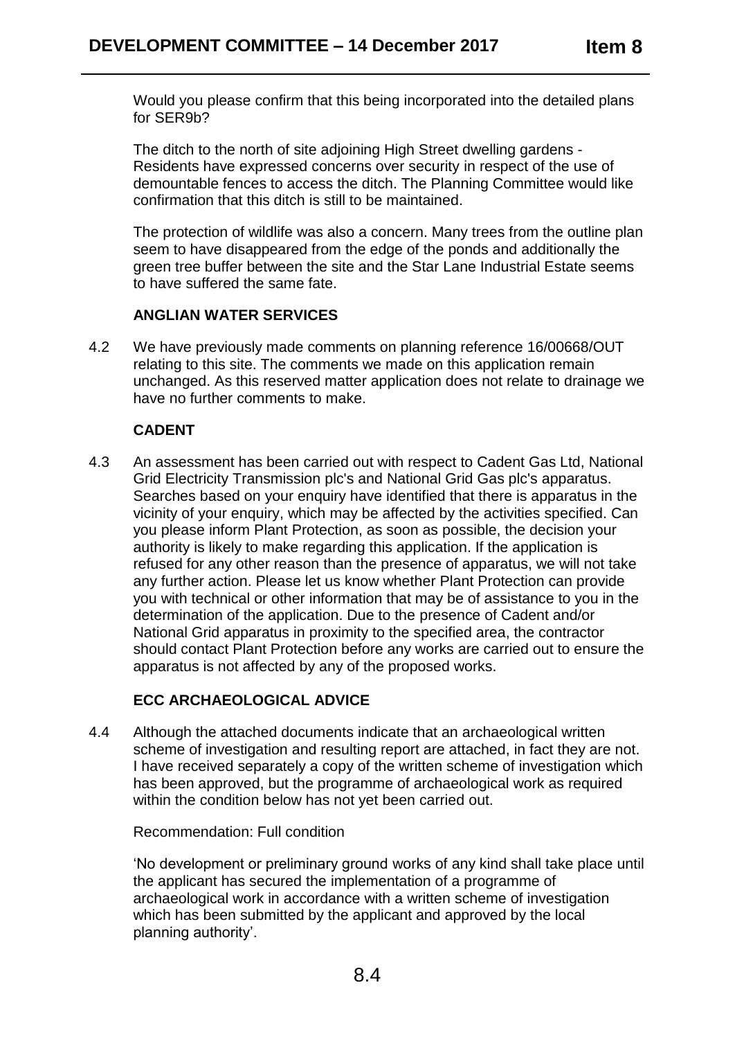Would you please confirm that this being incorporated into the detailed plans for SER9b?

The ditch to the north of site adjoining High Street dwelling gardens - Residents have expressed concerns over security in respect of the use of demountable fences to access the ditch. The Planning Committee would like confirmation that this ditch is still to be maintained.

The protection of wildlife was also a concern. Many trees from the outline plan seem to have disappeared from the edge of the ponds and additionally the green tree buffer between the site and the Star Lane Industrial Estate seems to have suffered the same fate.

**ANGLIAN WATER SERVICES**

4.2 We have previously made comments on planning reference 16/00668/OUT relating to this site. The comments we made on this application remain unchanged. As this reserved matter application does not relate to drainage we have no further comments to make.

**CADENT**

4.3 An assessment has been carried out with respect to Cadent Gas Ltd, National Grid Electricity Transmission plc's and National Grid Gas plc's apparatus. Searches based on your enquiry have identified that there is apparatus in the vicinity of your enquiry, which may be affected by the activities specified. Can you please inform Plant Protection, as soon as possible, the decision your authority is likely to make regarding this application. If the application is refused for any other reason than the presence of apparatus, we will not take any further action. Please let us know whether Plant Protection can provide you with technical or other information that may be of assistance to you in the determination of the application. Due to the presence of Cadent and/or National Grid apparatus in proximity to the specified area, the contractor should contact Plant Protection before any works are carried out to ensure the apparatus is not affected by any of the proposed works.

**ECC ARCHAEOLOGICAL ADVICE**

4.4 Although the attached documents indicate that an archaeological written scheme of investigation and resulting report are attached, in fact they are not. I have received separately a copy of the written scheme of investigation which has been approved, but the programme of archaeological work as required within the condition below has not yet been carried out.

Recommendation: Full condition

'No development or preliminary ground works of any kind shall take place until the applicant has secured the implementation of a programme of archaeological work in accordance with a written scheme of investigation which has been submitted by the applicant and approved by the local planning authority'.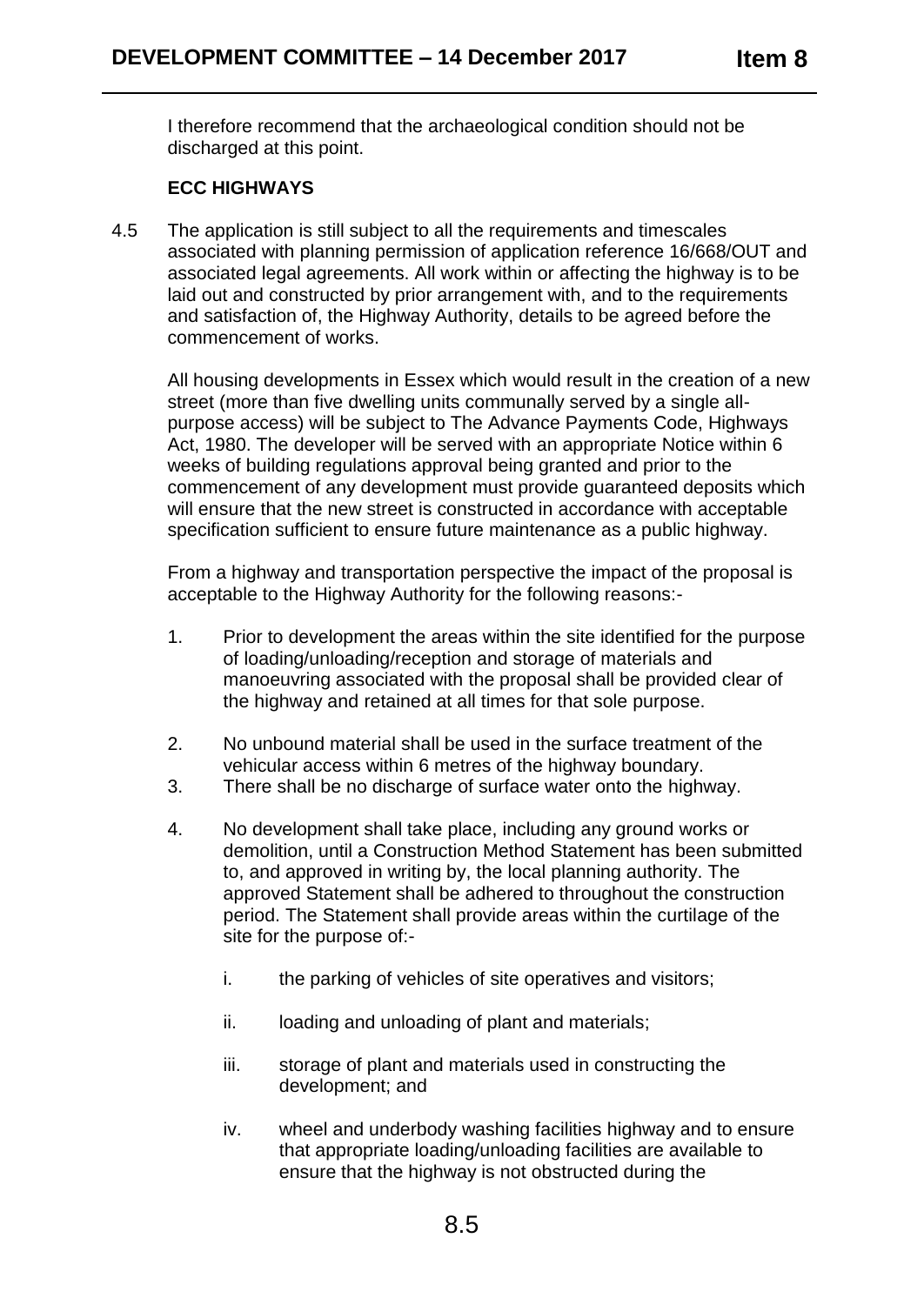I therefore recommend that the archaeological condition should not be discharged at this point.

**ECC HIGHWAYS**

4.5 The application is still subject to all the requirements and timescales associated with planning permission of application reference 16/668/OUT and associated legal agreements. All work within or affecting the highway is to be laid out and constructed by prior arrangement with, and to the requirements and satisfaction of, the Highway Authority, details to be agreed before the commencement of works.

All housing developments in Essex which would result in the creation of a new street (more than five dwelling units communally served by a single all-purpose access) will be subject to The Advance Payments Code, Highways Act, 1980. The developer will be served with an appropriate Notice within 6 weeks of building regulations approval being granted and prior to the commencement of any development must provide guaranteed deposits which will ensure that the new street is constructed in accordance with acceptable specification sufficient to ensure future maintenance as a public highway.

From a highway and transportation perspective the impact of the proposal is acceptable to the Highway Authority for the following reasons:-

1. Prior to development the areas within the site identified for the purpose of loading/unloading/reception and storage of materials and manoeuvring associated with the proposal shall be provided clear of the highway and retained at all times for that sole purpose.

2. No unbound material shall be used in the surface treatment of the vehicular access within 6 metres of the highway boundary.
3. There shall be no discharge of surface water onto the highway.

4. No development shall take place, including any ground works or demolition, until a Construction Method Statement has been submitted to, and approved in writing by, the local planning authority. The approved Statement shall be adhered to throughout the construction period. The Statement shall provide areas within the curtilage of the site for the purpose of:-

   i. the parking of vehicles of site operatives and visitors;

   ii. loading and unloading of plant and materials;

   iii. storage of plant and materials used in constructing the development; and

   iv. wheel and underbody washing facilities highway and to ensure that appropriate loading/unloading facilities are available to ensure that the highway is not obstructed during the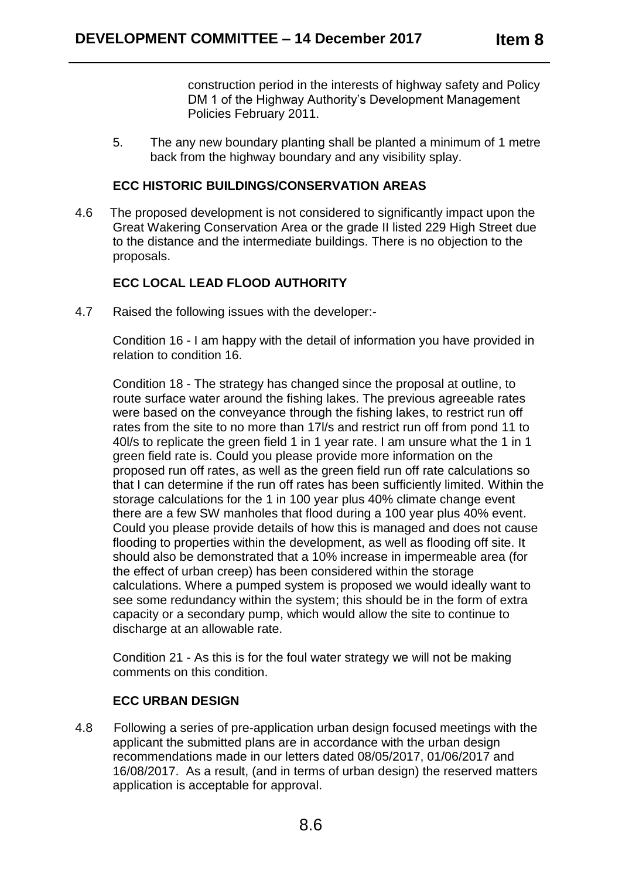construction period in the interests of highway safety and Policy DM 1 of the Highway Authority's Development Management Policies February 2011.

5. The any new boundary planting shall be planted a minimum of 1 metre back from the highway boundary and any visibility splay.

**ECC HISTORIC BUILDINGS/CONSERVATION AREAS**

4.6 The proposed development is not considered to significantly impact upon the Great Wakering Conservation Area or the grade II listed 229 High Street due to the distance and the intermediate buildings. There is no objection to the proposals.

**ECC LOCAL LEAD FLOOD AUTHORITY**

4.7 Raised the following issues with the developer:-

Condition 16 - I am happy with the detail of information you have provided in relation to condition 16.

Condition 18 - The strategy has changed since the proposal at outline, to route surface water around the fishing lakes. The previous agreeable rates were based on the conveyance through the fishing lakes, to restrict run off rates from the site to no more than 17l/s and restrict run off from pond 11 to 40l/s to replicate the green field 1 in 1 year rate. I am unsure what the 1 in 1 green field rate is. Could you please provide more information on the proposed run off rates, as well as the green field run off rate calculations so that I can determine if the run off rates has been sufficiently limited. Within the storage calculations for the 1 in 100 year plus 40% climate change event there are a few SW manholes that flood during a 100 year plus 40% event. Could you please provide details of how this is managed and does not cause flooding to properties within the development, as well as flooding off site. It should also be demonstrated that a 10% increase in impermeable area (for the effect of urban creep) has been considered within the storage calculations. Where a pumped system is proposed we would ideally want to see some redundancy within the system; this should be in the form of extra capacity or a secondary pump, which would allow the site to continue to discharge at an allowable rate.

Condition 21 - As this is for the foul water strategy we will not be making comments on this condition.

**ECC URBAN DESIGN**

4.8 Following a series of pre-application urban design focused meetings with the applicant the submitted plans are in accordance with the urban design recommendations made in our letters dated 08/05/2017, 01/06/2017 and 16/08/2017. As a result, (and in terms of urban design) the reserved matters application is acceptable for approval.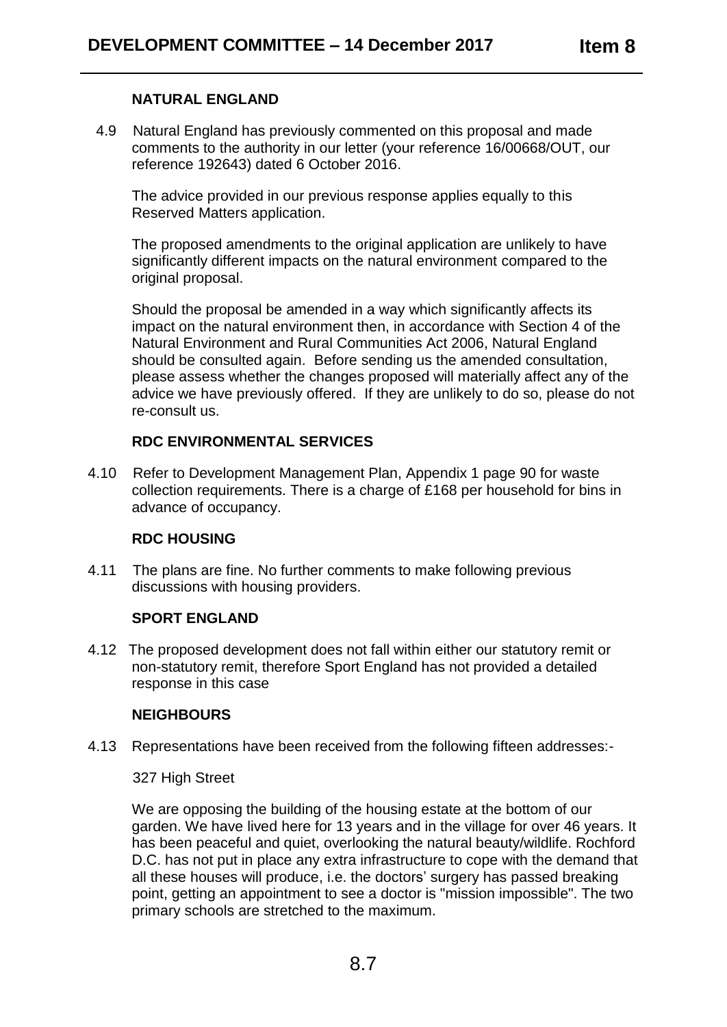### NATURAL ENGLAND

4.9 Natural England has previously commented on this proposal and made comments to the authority in our letter (your reference 16/00668/OUT, our reference 192643) dated 6 October 2016.

The advice provided in our previous response applies equally to this Reserved Matters application.

The proposed amendments to the original application are unlikely to have significantly different impacts on the natural environment compared to the original proposal.

Should the proposal be amended in a way which significantly affects its impact on the natural environment then, in accordance with Section 4 of the Natural Environment and Rural Communities Act 2006, Natural England should be consulted again. Before sending us the amended consultation, please assess whether the changes proposed will materially affect any of the advice we have previously offered. If they are unlikely to do so, please do not re-consult us.

### RDC ENVIRONMENTAL SERVICES

4.10 Refer to Development Management Plan, Appendix 1 page 90 for waste collection requirements. There is a charge of £168 per household for bins in advance of occupancy.

### RDC HOUSING

4.11 The plans are fine. No further comments to make following previous discussions with housing providers.

### SPORT ENGLAND

4.12 The proposed development does not fall within either our statutory remit or non-statutory remit, therefore Sport England has not provided a detailed response in this case

### NEIGHBOURS

4.13 Representations have been received from the following fifteen addresses:-

327 High Street

We are opposing the building of the housing estate at the bottom of our garden. We have lived here for 13 years and in the village for over 46 years. It has been peaceful and quiet, overlooking the natural beauty/wildlife. Rochford D.C. has not put in place any extra infrastructure to cope with the demand that all these houses will produce, i.e. the doctors' surgery has passed breaking point, getting an appointment to see a doctor is "mission impossible". The two primary schools are stretched to the maximum.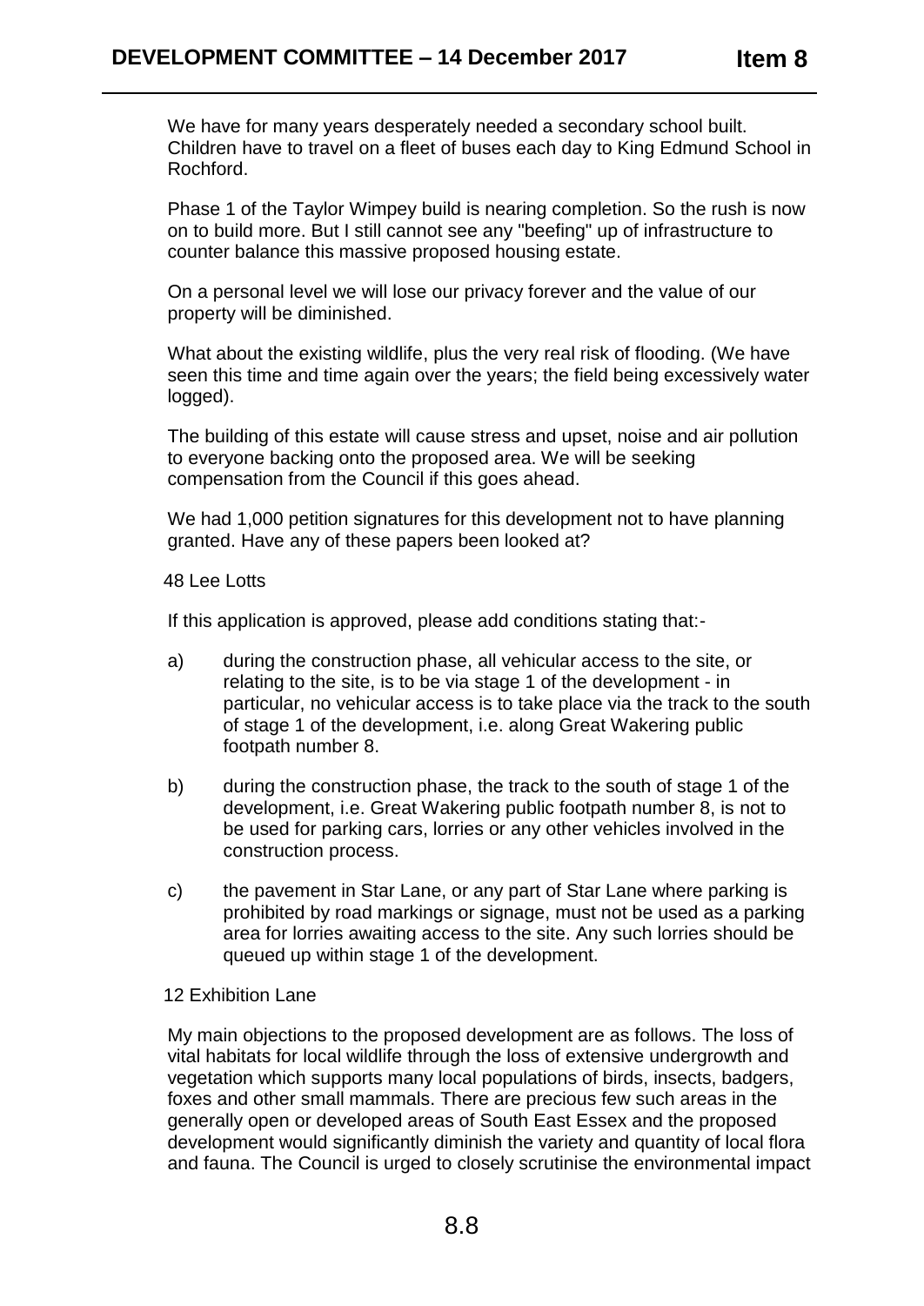We have for many years desperately needed a secondary school built. Children have to travel on a fleet of buses each day to King Edmund School in Rochford.

Phase 1 of the Taylor Wimpey build is nearing completion. So the rush is now on to build more. But I still cannot see any "beefing" up of infrastructure to counter balance this massive proposed housing estate.

On a personal level we will lose our privacy forever and the value of our property will be diminished.

What about the existing wildlife, plus the very real risk of flooding. (We have seen this time and time again over the years; the field being excessively water logged).

The building of this estate will cause stress and upset, noise and air pollution to everyone backing onto the proposed area. We will be seeking compensation from the Council if this goes ahead.

We had 1,000 petition signatures for this development not to have planning granted. Have any of these papers been looked at?

48 Lee Lotts

If this application is approved, please add conditions stating that:-

a) during the construction phase, all vehicular access to the site, or relating to the site, is to be via stage 1 of the development - in particular, no vehicular access is to take place via the track to the south of stage 1 of the development, i.e. along Great Wakering public footpath number 8.

b) during the construction phase, the track to the south of stage 1 of the development, i.e. Great Wakering public footpath number 8, is not to be used for parking cars, lorries or any other vehicles involved in the construction process.

c) the pavement in Star Lane, or any part of Star Lane where parking is prohibited by road markings or signage, must not be used as a parking area for lorries awaiting access to the site. Any such lorries should be queued up within stage 1 of the development.

12 Exhibition Lane

My main objections to the proposed development are as follows. The loss of vital habitats for local wildlife through the loss of extensive undergrowth and vegetation which supports many local populations of birds, insects, badgers, foxes and other small mammals. There are precious few such areas in the generally open or developed areas of South East Essex and the proposed development would significantly diminish the variety and quantity of local flora and fauna. The Council is urged to closely scrutinise the environmental impact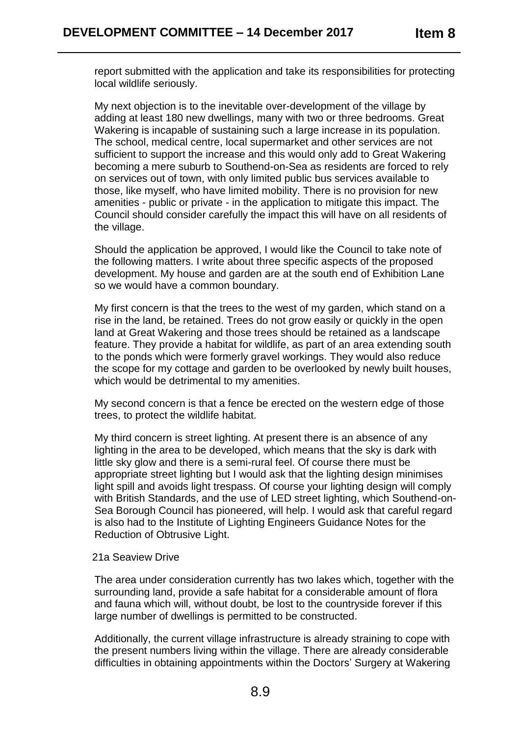report submitted with the application and take its responsibilities for protecting local wildlife seriously.

My next objection is to the inevitable over-development of the village by adding at least 180 new dwellings, many with two or three bedrooms. Great Wakering is incapable of sustaining such a large increase in its population. The school, medical centre, local supermarket and other services are not sufficient to support the increase and this would only add to Great Wakering becoming a mere suburb to Southend-on-Sea as residents are forced to rely on services out of town, with only limited public bus services available to those, like myself, who have limited mobility. There is no provision for new amenities - public or private - in the application to mitigate this impact. The Council should consider carefully the impact this will have on all residents of the village.

Should the application be approved, I would like the Council to take note of the following matters. I write about three specific aspects of the proposed development. My house and garden are at the south end of Exhibition Lane so we would have a common boundary.

My first concern is that the trees to the west of my garden, which stand on a rise in the land, be retained. Trees do not grow easily or quickly in the open land at Great Wakering and those trees should be retained as a landscape feature. They provide a habitat for wildlife, as part of an area extending south to the ponds which were formerly gravel workings. They would also reduce the scope for my cottage and garden to be overlooked by newly built houses, which would be detrimental to my amenities.

My second concern is that a fence be erected on the western edge of those trees, to protect the wildlife habitat.

My third concern is street lighting. At present there is an absence of any lighting in the area to be developed, which means that the sky is dark with little sky glow and there is a semi-rural feel. Of course there must be appropriate street lighting but I would ask that the lighting design minimises light spill and avoids light trespass. Of course your lighting design will comply with British Standards, and the use of LED street lighting, which Southend-on-Sea Borough Council has pioneered, will help. I would ask that careful regard is also had to the Institute of Lighting Engineers Guidance Notes for the Reduction of Obtrusive Light.

21a Seaview Drive

The area under consideration currently has two lakes which, together with the surrounding land, provide a safe habitat for a considerable amount of flora and fauna which will, without doubt, be lost to the countryside forever if this large number of dwellings is permitted to be constructed.

Additionally, the current village infrastructure is already straining to cope with the present numbers living within the village. There are already considerable difficulties in obtaining appointments within the Doctors' Surgery at Wakering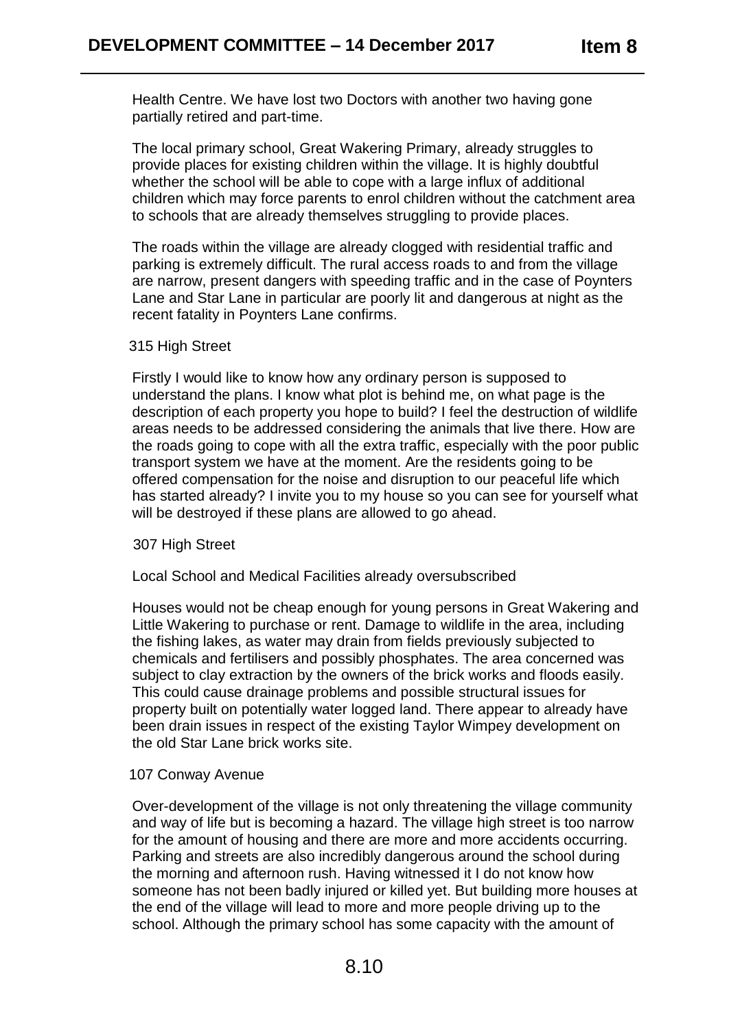Health Centre. We have lost two Doctors with another two having gone partially retired and part-time.

The local primary school, Great Wakering Primary, already struggles to provide places for existing children within the village. It is highly doubtful whether the school will be able to cope with a large influx of additional children which may force parents to enrol children without the catchment area to schools that are already themselves struggling to provide places.

The roads within the village are already clogged with residential traffic and parking is extremely difficult. The rural access roads to and from the village are narrow, present dangers with speeding traffic and in the case of Poynters Lane and Star Lane in particular are poorly lit and dangerous at night as the recent fatality in Poynters Lane confirms.

315 High Street

Firstly I would like to know how any ordinary person is supposed to understand the plans. I know what plot is behind me, on what page is the description of each property you hope to build? I feel the destruction of wildlife areas needs to be addressed considering the animals that live there. How are the roads going to cope with all the extra traffic, especially with the poor public transport system we have at the moment. Are the residents going to be offered compensation for the noise and disruption to our peaceful life which has started already? I invite you to my house so you can see for yourself what will be destroyed if these plans are allowed to go ahead.

307 High Street

Local School and Medical Facilities already oversubscribed

Houses would not be cheap enough for young persons in Great Wakering and Little Wakering to purchase or rent. Damage to wildlife in the area, including the fishing lakes, as water may drain from fields previously subjected to chemicals and fertilisers and possibly phosphates. The area concerned was subject to clay extraction by the owners of the brick works and floods easily. This could cause drainage problems and possible structural issues for property built on potentially water logged land. There appear to already have been drain issues in respect of the existing Taylor Wimpey development on the old Star Lane brick works site.

107 Conway Avenue

Over-development of the village is not only threatening the village community and way of life but is becoming a hazard. The village high street is too narrow for the amount of housing and there are more and more accidents occurring. Parking and streets are also incredibly dangerous around the school during the morning and afternoon rush. Having witnessed it I do not know how someone has not been badly injured or killed yet. But building more houses at the end of the village will lead to more and more people driving up to the school. Although the primary school has some capacity with the amount of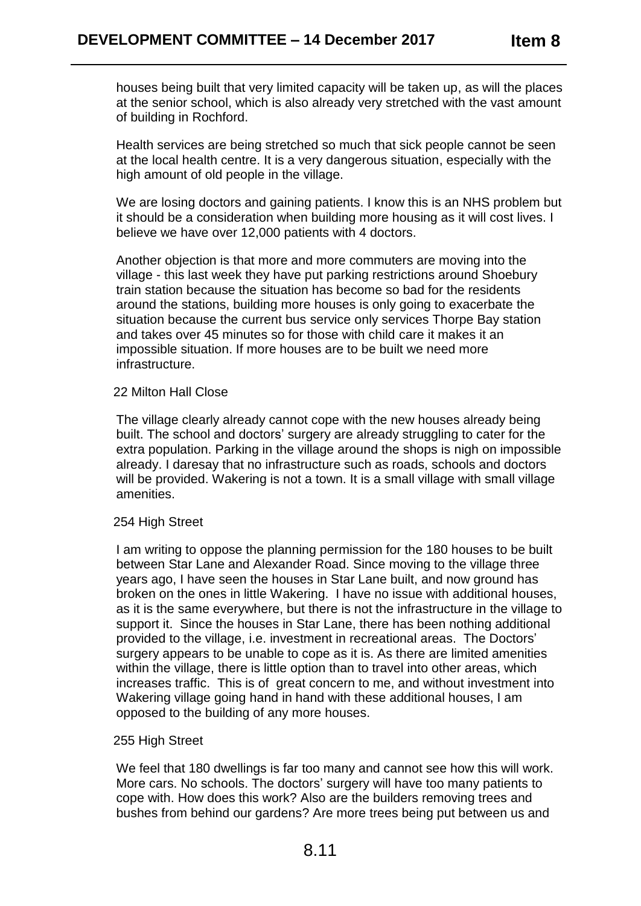houses being built that very limited capacity will be taken up, as will the places at the senior school, which is also already very stretched with the vast amount of building in Rochford.

Health services are being stretched so much that sick people cannot be seen at the local health centre. It is a very dangerous situation, especially with the high amount of old people in the village.

We are losing doctors and gaining patients. I know this is an NHS problem but it should be a consideration when building more housing as it will cost lives. I believe we have over 12,000 patients with 4 doctors.

Another objection is that more and more commuters are moving into the village - this last week they have put parking restrictions around Shoebury train station because the situation has become so bad for the residents around the stations, building more houses is only going to exacerbate the situation because the current bus service only services Thorpe Bay station and takes over 45 minutes so for those with child care it makes it an impossible situation. If more houses are to be built we need more infrastructure.

22 Milton Hall Close

The village clearly already cannot cope with the new houses already being built. The school and doctors' surgery are already struggling to cater for the extra population. Parking in the village around the shops is nigh on impossible already. I daresay that no infrastructure such as roads, schools and doctors will be provided. Wakering is not a town. It is a small village with small village amenities.

254 High Street

I am writing to oppose the planning permission for the 180 houses to be built between Star Lane and Alexander Road. Since moving to the village three years ago, I have seen the houses in Star Lane built, and now ground has broken on the ones in little Wakering. I have no issue with additional houses, as it is the same everywhere, but there is not the infrastructure in the village to support it. Since the houses in Star Lane, there has been nothing additional provided to the village, i.e. investment in recreational areas. The Doctors' surgery appears to be unable to cope as it is. As there are limited amenities within the village, there is little option than to travel into other areas, which increases traffic. This is of great concern to me, and without investment into Wakering village going hand in hand with these additional houses, I am opposed to the building of any more houses.

255 High Street

We feel that 180 dwellings is far too many and cannot see how this will work. More cars. No schools. The doctors' surgery will have too many patients to cope with. How does this work? Also are the builders removing trees and bushes from behind our gardens? Are more trees being put between us and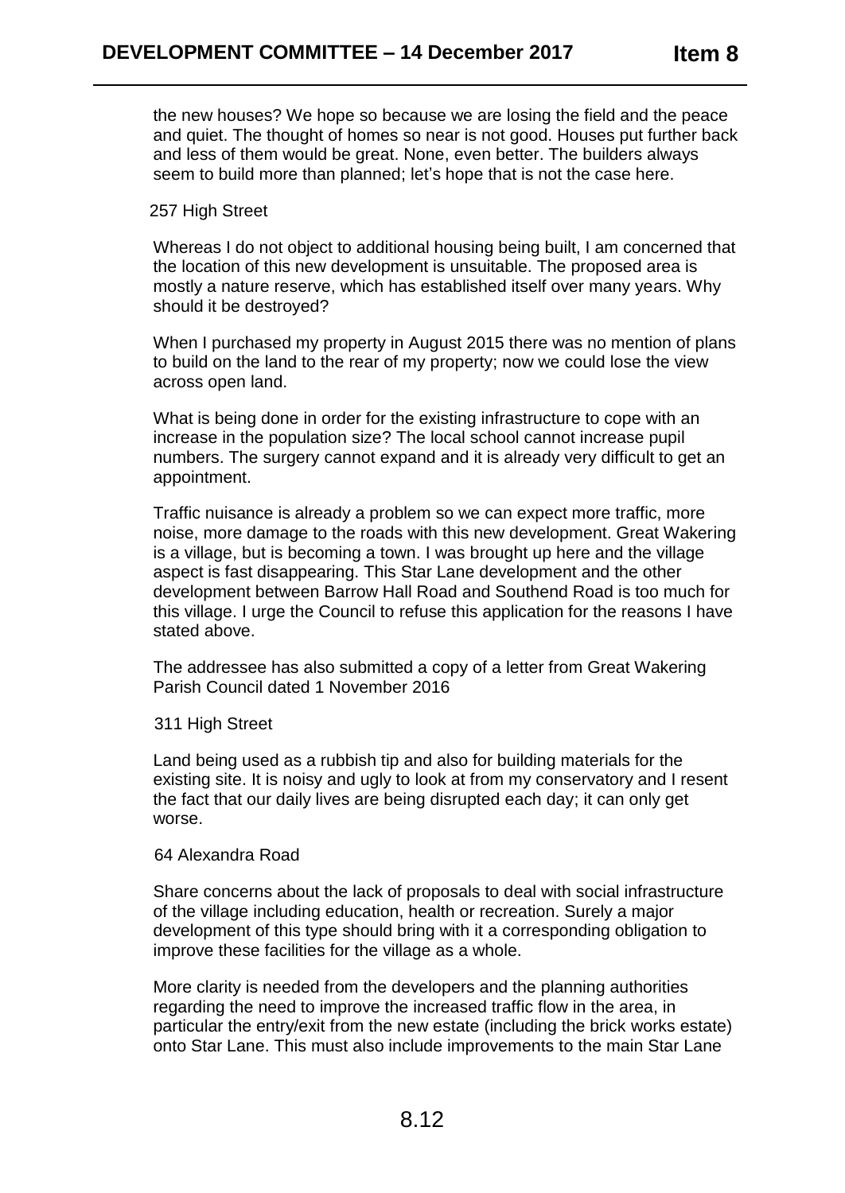the new houses? We hope so because we are losing the field and the peace and quiet. The thought of homes so near is not good. Houses put further back and less of them would be great. None, even better. The builders always seem to build more than planned; let's hope that is not the case here.

257 High Street

Whereas I do not object to additional housing being built, I am concerned that the location of this new development is unsuitable. The proposed area is mostly a nature reserve, which has established itself over many years. Why should it be destroyed?

When I purchased my property in August 2015 there was no mention of plans to build on the land to the rear of my property; now we could lose the view across open land.

What is being done in order for the existing infrastructure to cope with an increase in the population size? The local school cannot increase pupil numbers. The surgery cannot expand and it is already very difficult to get an appointment.

Traffic nuisance is already a problem so we can expect more traffic, more noise, more damage to the roads with this new development. Great Wakering is a village, but is becoming a town. I was brought up here and the village aspect is fast disappearing. This Star Lane development and the other development between Barrow Hall Road and Southend Road is too much for this village. I urge the Council to refuse this application for the reasons I have stated above.

The addressee has also submitted a copy of a letter from Great Wakering Parish Council dated 1 November 2016

311 High Street

Land being used as a rubbish tip and also for building materials for the existing site. It is noisy and ugly to look at from my conservatory and I resent the fact that our daily lives are being disrupted each day; it can only get worse.

64 Alexandra Road

Share concerns about the lack of proposals to deal with social infrastructure of the village including education, health or recreation. Surely a major development of this type should bring with it a corresponding obligation to improve these facilities for the village as a whole.

More clarity is needed from the developers and the planning authorities regarding the need to improve the increased traffic flow in the area, in particular the entry/exit from the new estate (including the brick works estate) onto Star Lane. This must also include improvements to the main Star Lane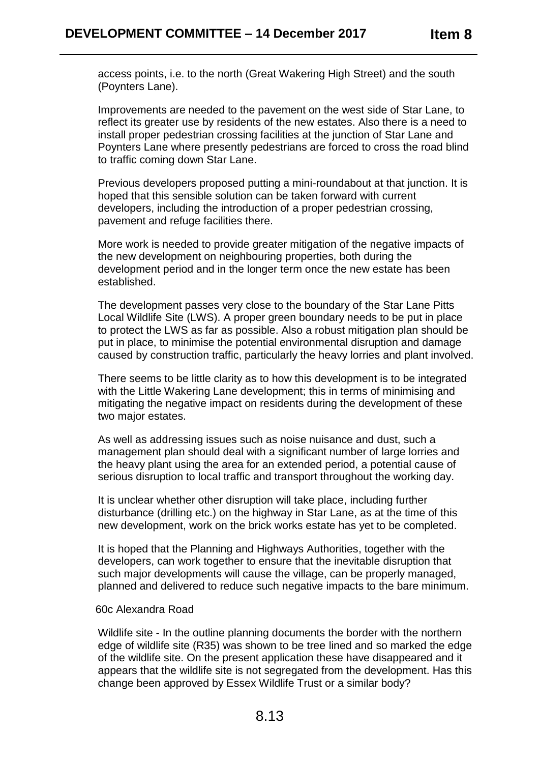access points, i.e. to the north (Great Wakering High Street) and the south (Poynters Lane).

Improvements are needed to the pavement on the west side of Star Lane, to reflect its greater use by residents of the new estates. Also there is a need to install proper pedestrian crossing facilities at the junction of Star Lane and Poynters Lane where presently pedestrians are forced to cross the road blind to traffic coming down Star Lane.

Previous developers proposed putting a mini-roundabout at that junction. It is hoped that this sensible solution can be taken forward with current developers, including the introduction of a proper pedestrian crossing, pavement and refuge facilities there.

More work is needed to provide greater mitigation of the negative impacts of the new development on neighbouring properties, both during the development period and in the longer term once the new estate has been established.

The development passes very close to the boundary of the Star Lane Pitts Local Wildlife Site (LWS). A proper green boundary needs to be put in place to protect the LWS as far as possible. Also a robust mitigation plan should be put in place, to minimise the potential environmental disruption and damage caused by construction traffic, particularly the heavy lorries and plant involved.

There seems to be little clarity as to how this development is to be integrated with the Little Wakering Lane development; this in terms of minimising and mitigating the negative impact on residents during the development of these two major estates.

As well as addressing issues such as noise nuisance and dust, such a management plan should deal with a significant number of large lorries and the heavy plant using the area for an extended period, a potential cause of serious disruption to local traffic and transport throughout the working day.

It is unclear whether other disruption will take place, including further disturbance (drilling etc.) on the highway in Star Lane, as at the time of this new development, work on the brick works estate has yet to be completed.

It is hoped that the Planning and Highways Authorities, together with the developers, can work together to ensure that the inevitable disruption that such major developments will cause the village, can be properly managed, planned and delivered to reduce such negative impacts to the bare minimum.

60c Alexandra Road

Wildlife site - In the outline planning documents the border with the northern edge of wildlife site (R35) was shown to be tree lined and so marked the edge of the wildlife site. On the present application these have disappeared and it appears that the wildlife site is not segregated from the development. Has this change been approved by Essex Wildlife Trust or a similar body?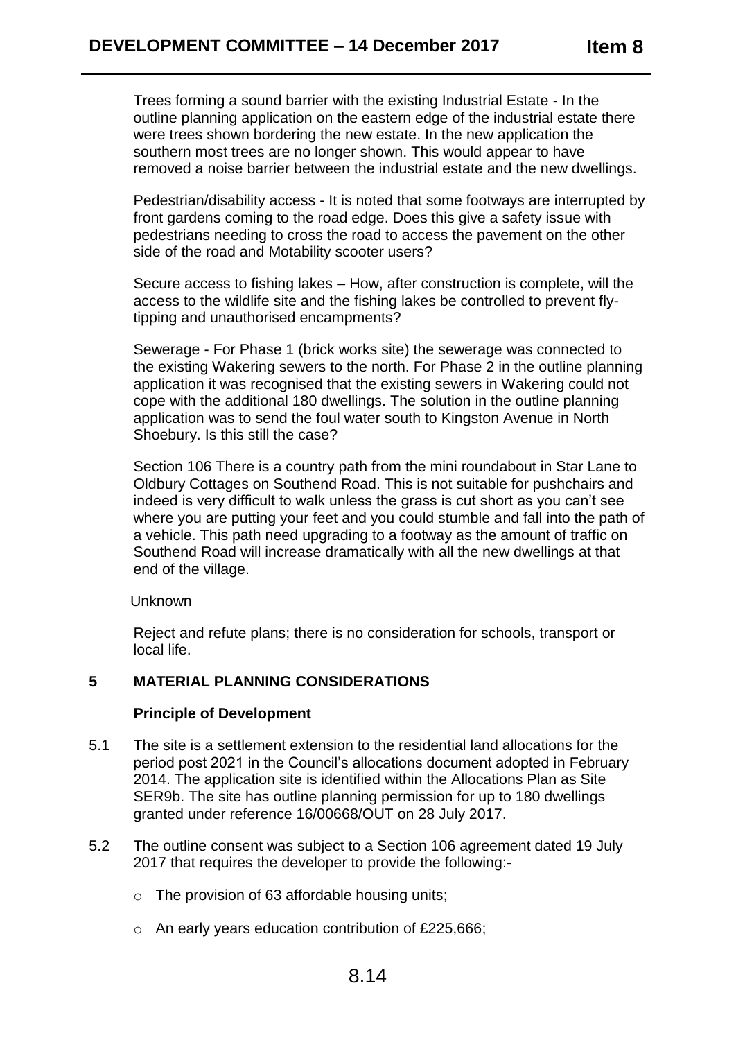Trees forming a sound barrier with the existing Industrial Estate - In the outline planning application on the eastern edge of the industrial estate there were trees shown bordering the new estate. In the new application the southern most trees are no longer shown. This would appear to have removed a noise barrier between the industrial estate and the new dwellings.

Pedestrian/disability access - It is noted that some footways are interrupted by front gardens coming to the road edge. Does this give a safety issue with pedestrians needing to cross the road to access the pavement on the other side of the road and Motability scooter users?

Secure access to fishing lakes – How, after construction is complete, will the access to the wildlife site and the fishing lakes be controlled to prevent fly-tipping and unauthorised encampments?

Sewerage - For Phase 1 (brick works site) the sewerage was connected to the existing Wakering sewers to the north. For Phase 2 in the outline planning application it was recognised that the existing sewers in Wakering could not cope with the additional 180 dwellings. The solution in the outline planning application was to send the foul water south to Kingston Avenue in North Shoebury. Is this still the case?

Section 106 There is a country path from the mini roundabout in Star Lane to Oldbury Cottages on Southend Road. This is not suitable for pushchairs and indeed is very difficult to walk unless the grass is cut short as you can't see where you are putting your feet and you could stumble and fall into the path of a vehicle. This path need upgrading to a footway as the amount of traffic on Southend Road will increase dramatically with all the new dwellings at that end of the village.

Unknown

Reject and refute plans; there is no consideration for schools, transport or local life.

## 5 MATERIAL PLANNING CONSIDERATIONS

### Principle of Development

5.1 The site is a settlement extension to the residential land allocations for the period post 2021 in the Council's allocations document adopted in February 2014. The application site is identified within the Allocations Plan as Site SER9b. The site has outline planning permission for up to 180 dwellings granted under reference 16/00668/OUT on 28 July 2017.

5.2 The outline consent was subject to a Section 106 agreement dated 19 July 2017 that requires the developer to provide the following:-

- The provision of 63 affordable housing units;
- An early years education contribution of £225,666;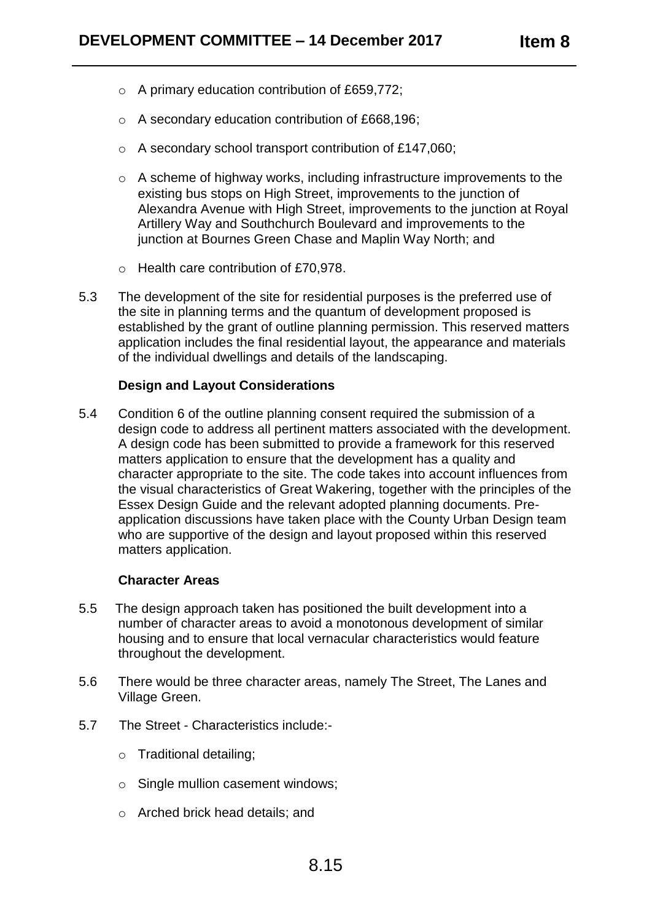- A primary education contribution of £659,772;
- A secondary education contribution of £668,196;
- A secondary school transport contribution of £147,060;
- A scheme of highway works, including infrastructure improvements to the existing bus stops on High Street, improvements to the junction of Alexandra Avenue with High Street, improvements to the junction at Royal Artillery Way and Southchurch Boulevard and improvements to the junction at Bournes Green Chase and Maplin Way North; and
- Health care contribution of £70,978.

5.3 The development of the site for residential purposes is the preferred use of the site in planning terms and the quantum of development proposed is established by the grant of outline planning permission. This reserved matters application includes the final residential layout, the appearance and materials of the individual dwellings and details of the landscaping.

**Design and Layout Considerations**

5.4 Condition 6 of the outline planning consent required the submission of a design code to address all pertinent matters associated with the development. A design code has been submitted to provide a framework for this reserved matters application to ensure that the development has a quality and character appropriate to the site. The code takes into account influences from the visual characteristics of Great Wakering, together with the principles of the Essex Design Guide and the relevant adopted planning documents. Pre-application discussions have taken place with the County Urban Design team who are supportive of the design and layout proposed within this reserved matters application.

**Character Areas**

5.5 The design approach taken has positioned the built development into a number of character areas to avoid a monotonous development of similar housing and to ensure that local vernacular characteristics would feature throughout the development.

5.6 There would be three character areas, namely The Street, The Lanes and Village Green.

5.7 The Street - Characteristics include:-

- Traditional detailing;
- Single mullion casement windows;
- Arched brick head details; and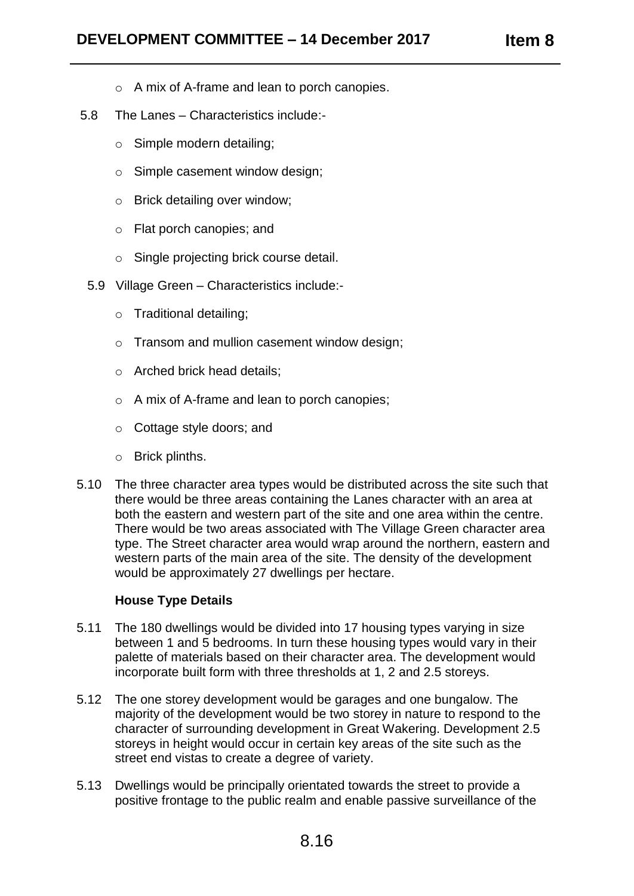- A mix of A-frame and lean to porch canopies.

5.8 The Lanes – Characteristics include:-

- Simple modern detailing;
- Simple casement window design;
- Brick detailing over window;
- Flat porch canopies; and
- Single projecting brick course detail.

5.9 Village Green – Characteristics include:-

- Traditional detailing;
- Transom and mullion casement window design;
- Arched brick head details;
- A mix of A-frame and lean to porch canopies;
- Cottage style doors; and
- Brick plinths.

5.10 The three character area types would be distributed across the site such that there would be three areas containing the Lanes character with an area at both the eastern and western part of the site and one area within the centre. There would be two areas associated with The Village Green character area type. The Street character area would wrap around the northern, eastern and western parts of the main area of the site. The density of the development would be approximately 27 dwellings per hectare.

**House Type Details**

5.11 The 180 dwellings would be divided into 17 housing types varying in size between 1 and 5 bedrooms. In turn these housing types would vary in their palette of materials based on their character area. The development would incorporate built form with three thresholds at 1, 2 and 2.5 storeys.

5.12 The one storey development would be garages and one bungalow. The majority of the development would be two storey in nature to respond to the character of surrounding development in Great Wakering. Development 2.5 storeys in height would occur in certain key areas of the site such as the street end vistas to create a degree of variety.

5.13 Dwellings would be principally orientated towards the street to provide a positive frontage to the public realm and enable passive surveillance of the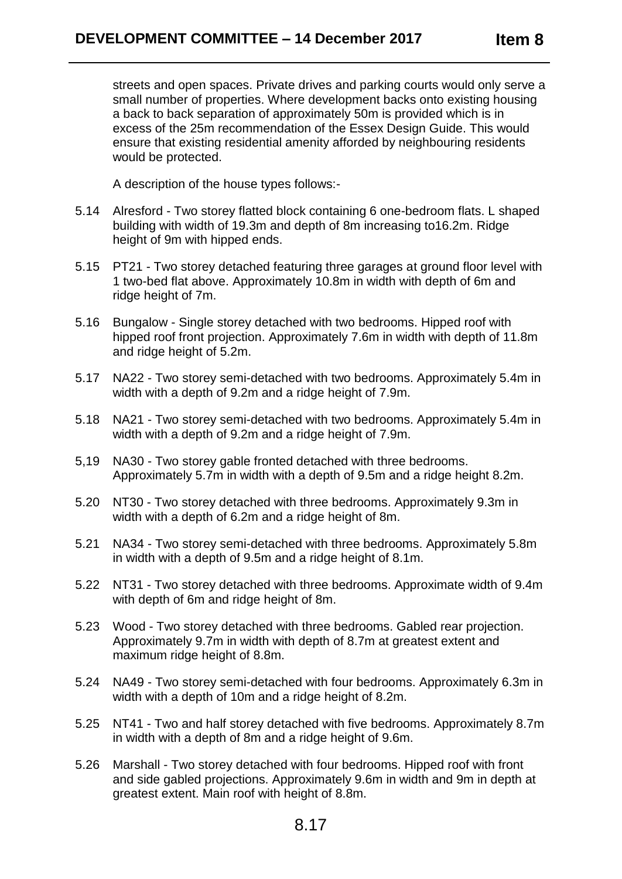streets and open spaces. Private drives and parking courts would only serve a small number of properties. Where development backs onto existing housing a back to back separation of approximately 50m is provided which is in excess of the 25m recommendation of the Essex Design Guide. This would ensure that existing residential amenity afforded by neighbouring residents would be protected.

A description of the house types follows:-

5.14 Alresford - Two storey flatted block containing 6 one-bedroom flats. L shaped building with width of 19.3m and depth of 8m increasing to16.2m. Ridge height of 9m with hipped ends.

5.15 PT21 - Two storey detached featuring three garages at ground floor level with 1 two-bed flat above. Approximately 10.8m in width with depth of 6m and ridge height of 7m.

5.16 Bungalow - Single storey detached with two bedrooms. Hipped roof with hipped roof front projection. Approximately 7.6m in width with depth of 11.8m and ridge height of 5.2m.

5.17 NA22 - Two storey semi-detached with two bedrooms. Approximately 5.4m in width with a depth of 9.2m and a ridge height of 7.9m.

5.18 NA21 - Two storey semi-detached with two bedrooms. Approximately 5.4m in width with a depth of 9.2m and a ridge height of 7.9m.

5,19 NA30 - Two storey gable fronted detached with three bedrooms. Approximately 5.7m in width with a depth of 9.5m and a ridge height 8.2m.

5.20 NT30 - Two storey detached with three bedrooms. Approximately 9.3m in width with a depth of 6.2m and a ridge height of 8m.

5.21 NA34 - Two storey semi-detached with three bedrooms. Approximately 5.8m in width with a depth of 9.5m and a ridge height of 8.1m.

5.22 NT31 - Two storey detached with three bedrooms. Approximate width of 9.4m with depth of 6m and ridge height of 8m.

5.23 Wood - Two storey detached with three bedrooms. Gabled rear projection. Approximately 9.7m in width with depth of 8.7m at greatest extent and maximum ridge height of 8.8m.

5.24 NA49 - Two storey semi-detached with four bedrooms. Approximately 6.3m in width with a depth of 10m and a ridge height of 8.2m.

5.25 NT41 - Two and half storey detached with five bedrooms. Approximately 8.7m in width with a depth of 8m and a ridge height of 9.6m.

5.26 Marshall - Two storey detached with four bedrooms. Hipped roof with front and side gabled projections. Approximately 9.6m in width and 9m in depth at greatest extent. Main roof with height of 8.8m.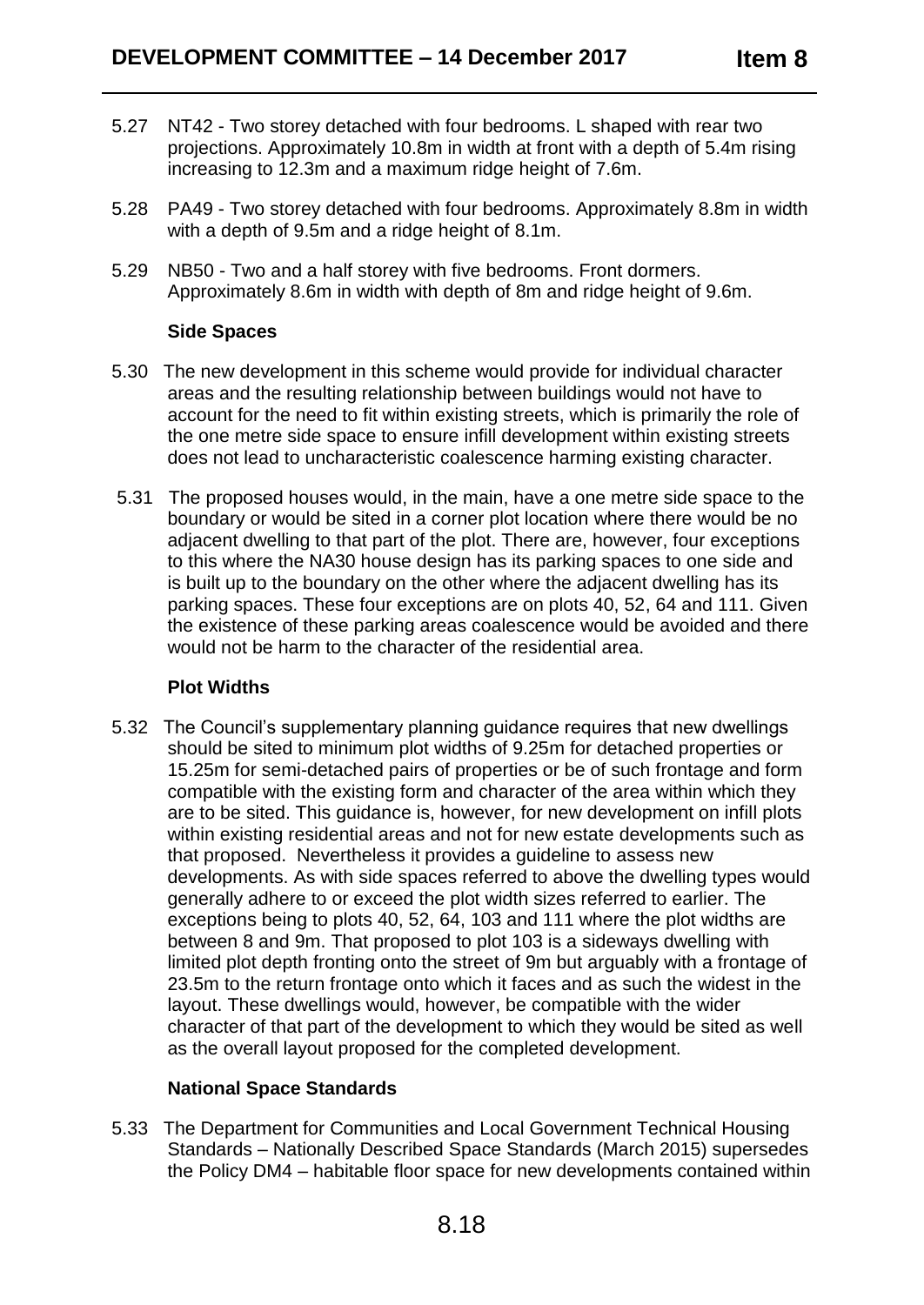5.27 NT42 - Two storey detached with four bedrooms. L shaped with rear two projections. Approximately 10.8m in width at front with a depth of 5.4m rising increasing to 12.3m and a maximum ridge height of 7.6m.

5.28 PA49 - Two storey detached with four bedrooms. Approximately 8.8m in width with a depth of 9.5m and a ridge height of 8.1m.

5.29 NB50 - Two and a half storey with five bedrooms. Front dormers. Approximately 8.6m in width with depth of 8m and ridge height of 9.6m.

**Side Spaces**

5.30 The new development in this scheme would provide for individual character areas and the resulting relationship between buildings would not have to account for the need to fit within existing streets, which is primarily the role of the one metre side space to ensure infill development within existing streets does not lead to uncharacteristic coalescence harming existing character.

5.31 The proposed houses would, in the main, have a one metre side space to the boundary or would be sited in a corner plot location where there would be no adjacent dwelling to that part of the plot. There are, however, four exceptions to this where the NA30 house design has its parking spaces to one side and is built up to the boundary on the other where the adjacent dwelling has its parking spaces. These four exceptions are on plots 40, 52, 64 and 111. Given the existence of these parking areas coalescence would be avoided and there would not be harm to the character of the residential area.

**Plot Widths**

5.32 The Council's supplementary planning guidance requires that new dwellings should be sited to minimum plot widths of 9.25m for detached properties or 15.25m for semi-detached pairs of properties or be of such frontage and form compatible with the existing form and character of the area within which they are to be sited. This guidance is, however, for new development on infill plots within existing residential areas and not for new estate developments such as that proposed. Nevertheless it provides a guideline to assess new developments. As with side spaces referred to above the dwelling types would generally adhere to or exceed the plot width sizes referred to earlier. The exceptions being to plots 40, 52, 64, 103 and 111 where the plot widths are between 8 and 9m. That proposed to plot 103 is a sideways dwelling with limited plot depth fronting onto the street of 9m but arguably with a frontage of 23.5m to the return frontage onto which it faces and as such the widest in the layout. These dwellings would, however, be compatible with the wider character of that part of the development to which they would be sited as well as the overall layout proposed for the completed development.

**National Space Standards**

5.33 The Department for Communities and Local Government Technical Housing Standards – Nationally Described Space Standards (March 2015) supersedes the Policy DM4 – habitable floor space for new developments contained within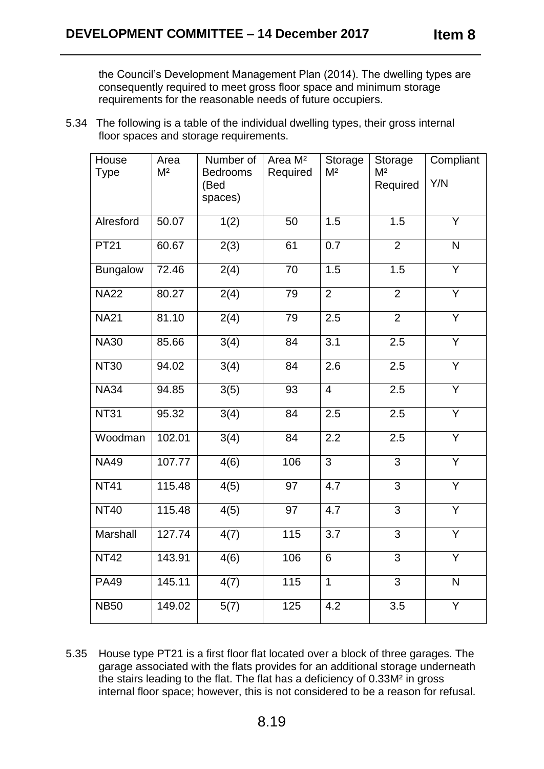the Council's Development Management Plan (2014). The dwelling types are consequently required to meet gross floor space and minimum storage requirements for the reasonable needs of future occupiers.

5.34 The following is a table of the individual dwelling types, their gross internal floor spaces and storage requirements.

| House Type | Area M² | Number of Bedrooms (Bed spaces) | Area M² Required | Storage M² | Storage M² Required | Compliant Y/N |
|---|---|---|---|---|---|---|
| Alresford | 50.07 | 1(2) | 50 | 1.5 | 1.5 | Y |
| PT21 | 60.67 | 2(3) | 61 | 0.7 | 2 | N |
| Bungalow | 72.46 | 2(4) | 70 | 1.5 | 1.5 | Y |
| NA22 | 80.27 | 2(4) | 79 | 2 | 2 | Y |
| NA21 | 81.10 | 2(4) | 79 | 2.5 | 2 | Y |
| NA30 | 85.66 | 3(4) | 84 | 3.1 | 2.5 | Y |
| NT30 | 94.02 | 3(4) | 84 | 2.6 | 2.5 | Y |
| NA34 | 94.85 | 3(5) | 93 | 4 | 2.5 | Y |
| NT31 | 95.32 | 3(4) | 84 | 2.5 | 2.5 | Y |
| Woodman | 102.01 | 3(4) | 84 | 2.2 | 2.5 | Y |
| NA49 | 107.77 | 4(6) | 106 | 3 | 3 | Y |
| NT41 | 115.48 | 4(5) | 97 | 4.7 | 3 | Y |
| NT40 | 115.48 | 4(5) | 97 | 4.7 | 3 | Y |
| Marshall | 127.74 | 4(7) | 115 | 3.7 | 3 | Y |
| NT42 | 143.91 | 4(6) | 106 | 6 | 3 | Y |
| PA49 | 145.11 | 4(7) | 115 | 1 | 3 | N |
| NB50 | 149.02 | 5(7) | 125 | 4.2 | 3.5 | Y |

5.35 House type PT21 is a first floor flat located over a block of three garages. The garage associated with the flats provides for an additional storage underneath the stairs leading to the flat. The flat has a deficiency of 0.33M² in gross internal floor space; however, this is not considered to be a reason for refusal.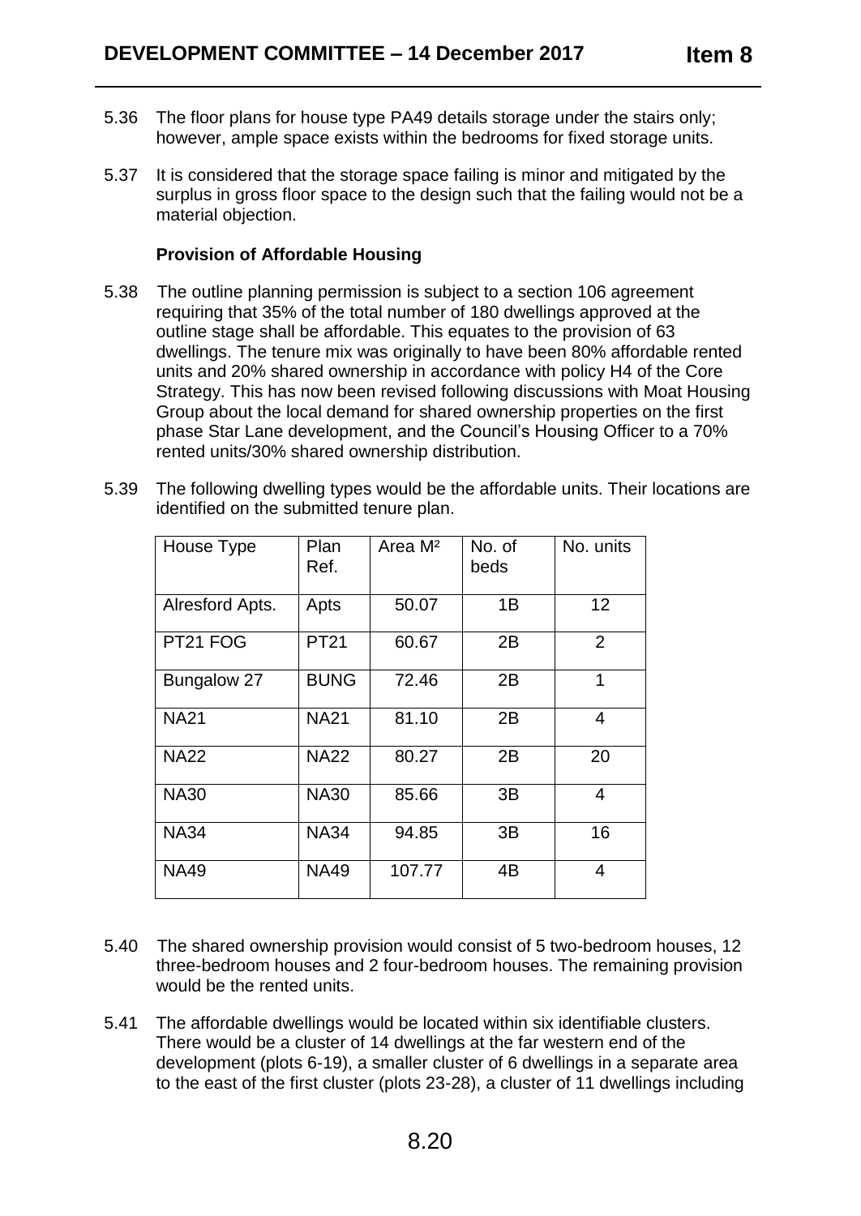5.36 The floor plans for house type PA49 details storage under the stairs only; however, ample space exists within the bedrooms for fixed storage units.

5.37 It is considered that the storage space failing is minor and mitigated by the surplus in gross floor space to the design such that the failing would not be a material objection.

**Provision of Affordable Housing**

5.38 The outline planning permission is subject to a section 106 agreement requiring that 35% of the total number of 180 dwellings approved at the outline stage shall be affordable. This equates to the provision of 63 dwellings. The tenure mix was originally to have been 80% affordable rented units and 20% shared ownership in accordance with policy H4 of the Core Strategy. This has now been revised following discussions with Moat Housing Group about the local demand for shared ownership properties on the first phase Star Lane development, and the Council's Housing Officer to a 70% rented units/30% shared ownership distribution.

5.39 The following dwelling types would be the affordable units. Their locations are identified on the submitted tenure plan.

| House Type | Plan Ref. | Area M² | No. of beds | No. units |
|---|---|---|---|---|
| Alresford Apts. | Apts | 50.07 | 1B | 12 |
| PT21 FOG | PT21 | 60.67 | 2B | 2 |
| Bungalow 27 | BUNG | 72.46 | 2B | 1 |
| NA21 | NA21 | 81.10 | 2B | 4 |
| NA22 | NA22 | 80.27 | 2B | 20 |
| NA30 | NA30 | 85.66 | 3B | 4 |
| NA34 | NA34 | 94.85 | 3B | 16 |
| NA49 | NA49 | 107.77 | 4B | 4 |

5.40 The shared ownership provision would consist of 5 two-bedroom houses, 12 three-bedroom houses and 2 four-bedroom houses. The remaining provision would be the rented units.

5.41 The affordable dwellings would be located within six identifiable clusters. There would be a cluster of 14 dwellings at the far western end of the development (plots 6-19), a smaller cluster of 6 dwellings in a separate area to the east of the first cluster (plots 23-28), a cluster of 11 dwellings including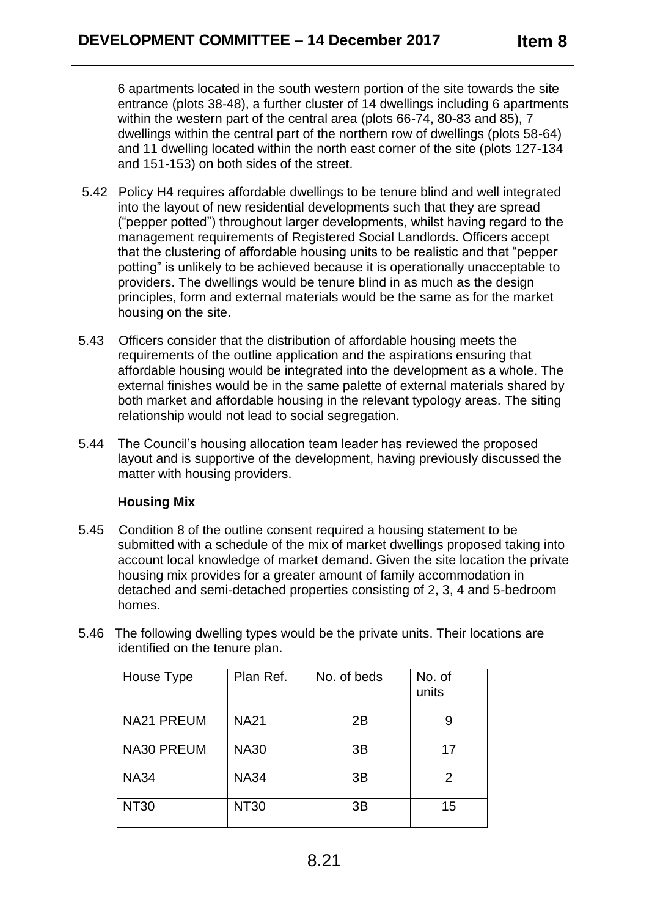6 apartments located in the south western portion of the site towards the site entrance (plots 38-48), a further cluster of 14 dwellings including 6 apartments within the western part of the central area (plots 66-74, 80-83 and 85), 7 dwellings within the central part of the northern row of dwellings (plots 58-64) and 11 dwelling located within the north east corner of the site (plots 127-134 and 151-153) on both sides of the street.

5.42 Policy H4 requires affordable dwellings to be tenure blind and well integrated into the layout of new residential developments such that they are spread ("pepper potted") throughout larger developments, whilst having regard to the management requirements of Registered Social Landlords. Officers accept that the clustering of affordable housing units to be realistic and that "pepper potting" is unlikely to be achieved because it is operationally unacceptable to providers. The dwellings would be tenure blind in as much as the design principles, form and external materials would be the same as for the market housing on the site.

5.43 Officers consider that the distribution of affordable housing meets the requirements of the outline application and the aspirations ensuring that affordable housing would be integrated into the development as a whole. The external finishes would be in the same palette of external materials shared by both market and affordable housing in the relevant typology areas. The siting relationship would not lead to social segregation.

5.44 The Council's housing allocation team leader has reviewed the proposed layout and is supportive of the development, having previously discussed the matter with housing providers.

**Housing Mix**

5.45 Condition 8 of the outline consent required a housing statement to be submitted with a schedule of the mix of market dwellings proposed taking into account local knowledge of market demand. Given the site location the private housing mix provides for a greater amount of family accommodation in detached and semi-detached properties consisting of 2, 3, 4 and 5-bedroom homes.

5.46 The following dwelling types would be the private units. Their locations are identified on the tenure plan.

| House Type | Plan Ref. | No. of beds | No. of units |
|---|---|---|---|
| NA21 PREUM | NA21 | 2B | 9 |
| NA30 PREUM | NA30 | 3B | 17 |
| NA34 | NA34 | 3B | 2 |
| NT30 | NT30 | 3B | 15 |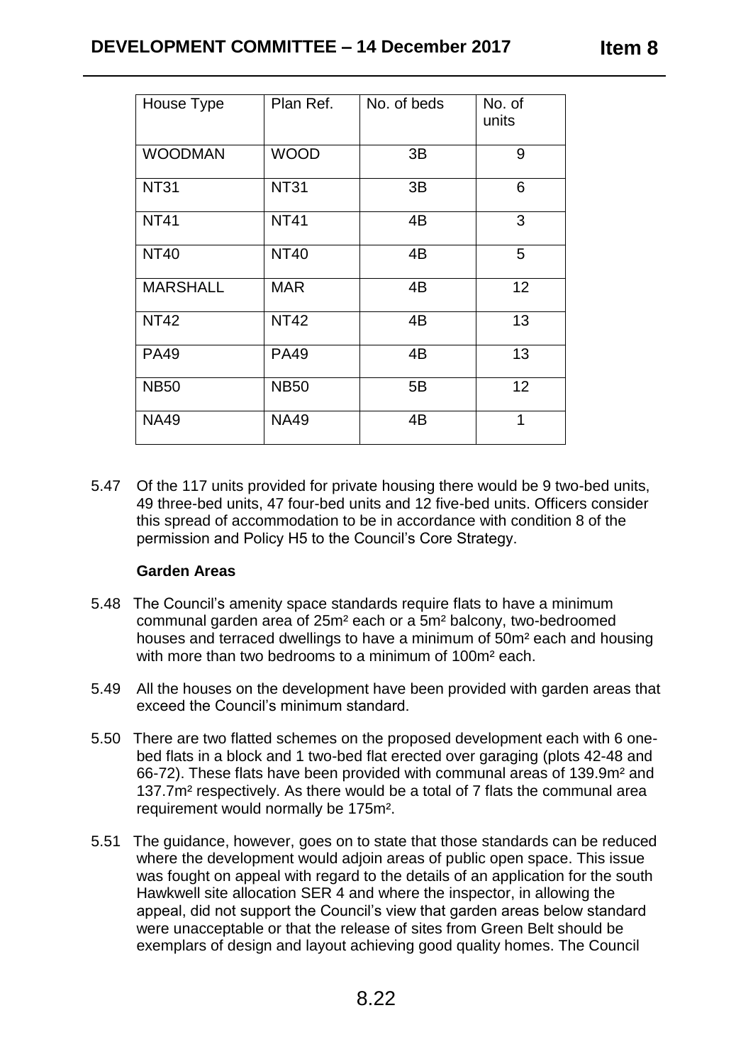| House Type | Plan Ref. | No. of beds | No. of units |
|---|---|---|---|
| WOODMAN | WOOD | 3B | 9 |
| NT31 | NT31 | 3B | 6 |
| NT41 | NT41 | 4B | 3 |
| NT40 | NT40 | 4B | 5 |
| MARSHALL | MAR | 4B | 12 |
| NT42 | NT42 | 4B | 13 |
| PA49 | PA49 | 4B | 13 |
| NB50 | NB50 | 5B | 12 |
| NA49 | NA49 | 4B | 1 |

5.47 Of the 117 units provided for private housing there would be 9 two-bed units, 49 three-bed units, 47 four-bed units and 12 five-bed units. Officers consider this spread of accommodation to be in accordance with condition 8 of the permission and Policy H5 to the Council's Core Strategy.

**Garden Areas**

5.48 The Council's amenity space standards require flats to have a minimum communal garden area of 25m² each or a 5m² balcony, two-bedroomed houses and terraced dwellings to have a minimum of 50m² each and housing with more than two bedrooms to a minimum of 100m² each.

5.49 All the houses on the development have been provided with garden areas that exceed the Council's minimum standard.

5.50 There are two flatted schemes on the proposed development each with 6 one-bed flats in a block and 1 two-bed flat erected over garaging (plots 42-48 and 66-72). These flats have been provided with communal areas of 139.9m² and 137.7m² respectively. As there would be a total of 7 flats the communal area requirement would normally be 175m².

5.51 The guidance, however, goes on to state that those standards can be reduced where the development would adjoin areas of public open space. This issue was fought on appeal with regard to the details of an application for the south Hawkwell site allocation SER 4 and where the inspector, in allowing the appeal, did not support the Council's view that garden areas below standard were unacceptable or that the release of sites from Green Belt should be exemplars of design and layout achieving good quality homes. The Council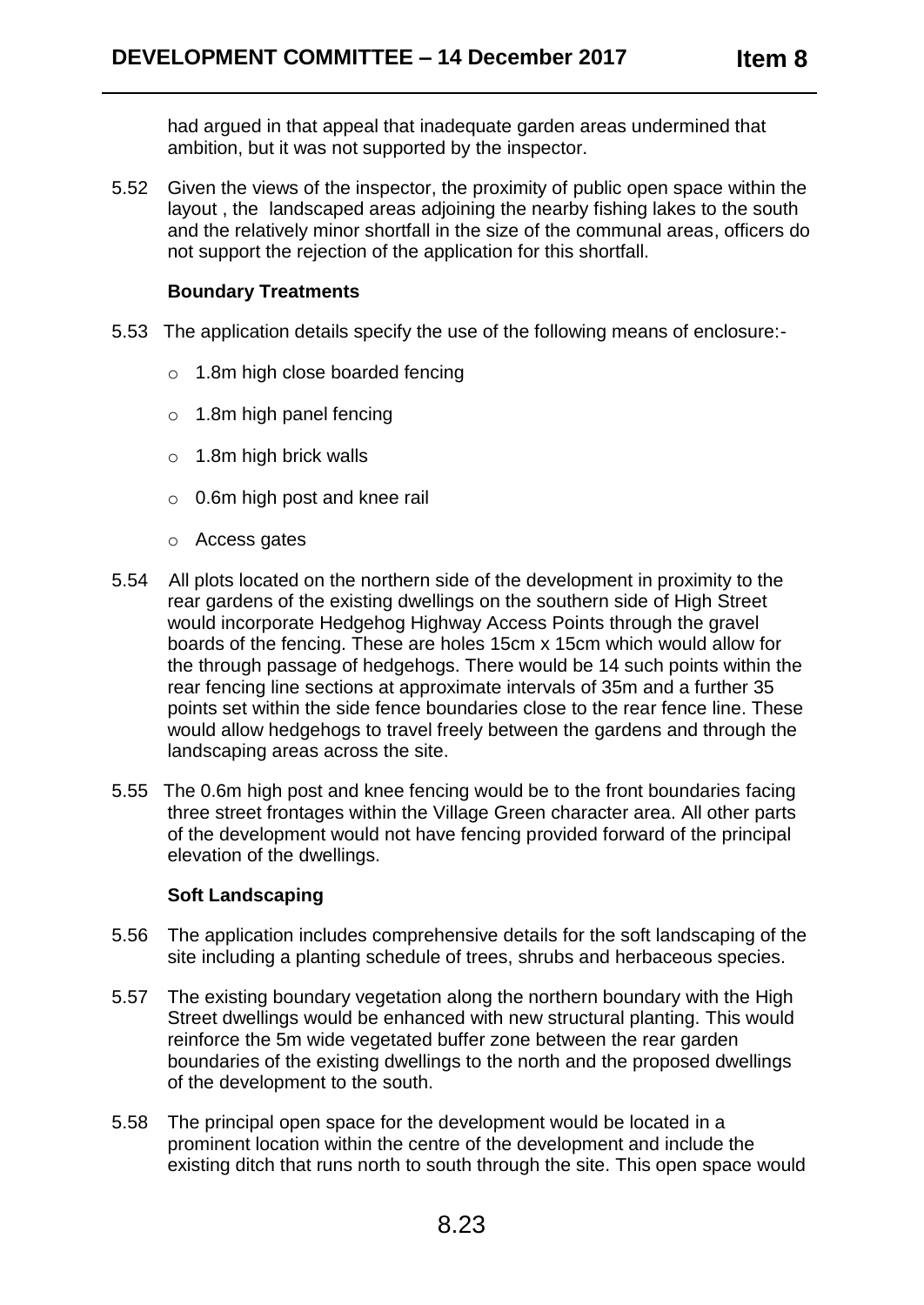had argued in that appeal that inadequate garden areas undermined that ambition, but it was not supported by the inspector.

5.52 Given the views of the inspector, the proximity of public open space within the layout , the landscaped areas adjoining the nearby fishing lakes to the south and the relatively minor shortfall in the size of the communal areas, officers do not support the rejection of the application for this shortfall.

**Boundary Treatments**

5.53 The application details specify the use of the following means of enclosure:-

- 1.8m high close boarded fencing
- 1.8m high panel fencing
- 1.8m high brick walls
- 0.6m high post and knee rail
- Access gates

5.54 All plots located on the northern side of the development in proximity to the rear gardens of the existing dwellings on the southern side of High Street would incorporate Hedgehog Highway Access Points through the gravel boards of the fencing. These are holes 15cm x 15cm which would allow for the through passage of hedgehogs. There would be 14 such points within the rear fencing line sections at approximate intervals of 35m and a further 35 points set within the side fence boundaries close to the rear fence line. These would allow hedgehogs to travel freely between the gardens and through the landscaping areas across the site.

5.55 The 0.6m high post and knee fencing would be to the front boundaries facing three street frontages within the Village Green character area. All other parts of the development would not have fencing provided forward of the principal elevation of the dwellings.

**Soft Landscaping**

5.56 The application includes comprehensive details for the soft landscaping of the site including a planting schedule of trees, shrubs and herbaceous species.

5.57 The existing boundary vegetation along the northern boundary with the High Street dwellings would be enhanced with new structural planting. This would reinforce the 5m wide vegetated buffer zone between the rear garden boundaries of the existing dwellings to the north and the proposed dwellings of the development to the south.

5.58 The principal open space for the development would be located in a prominent location within the centre of the development and include the existing ditch that runs north to south through the site. This open space would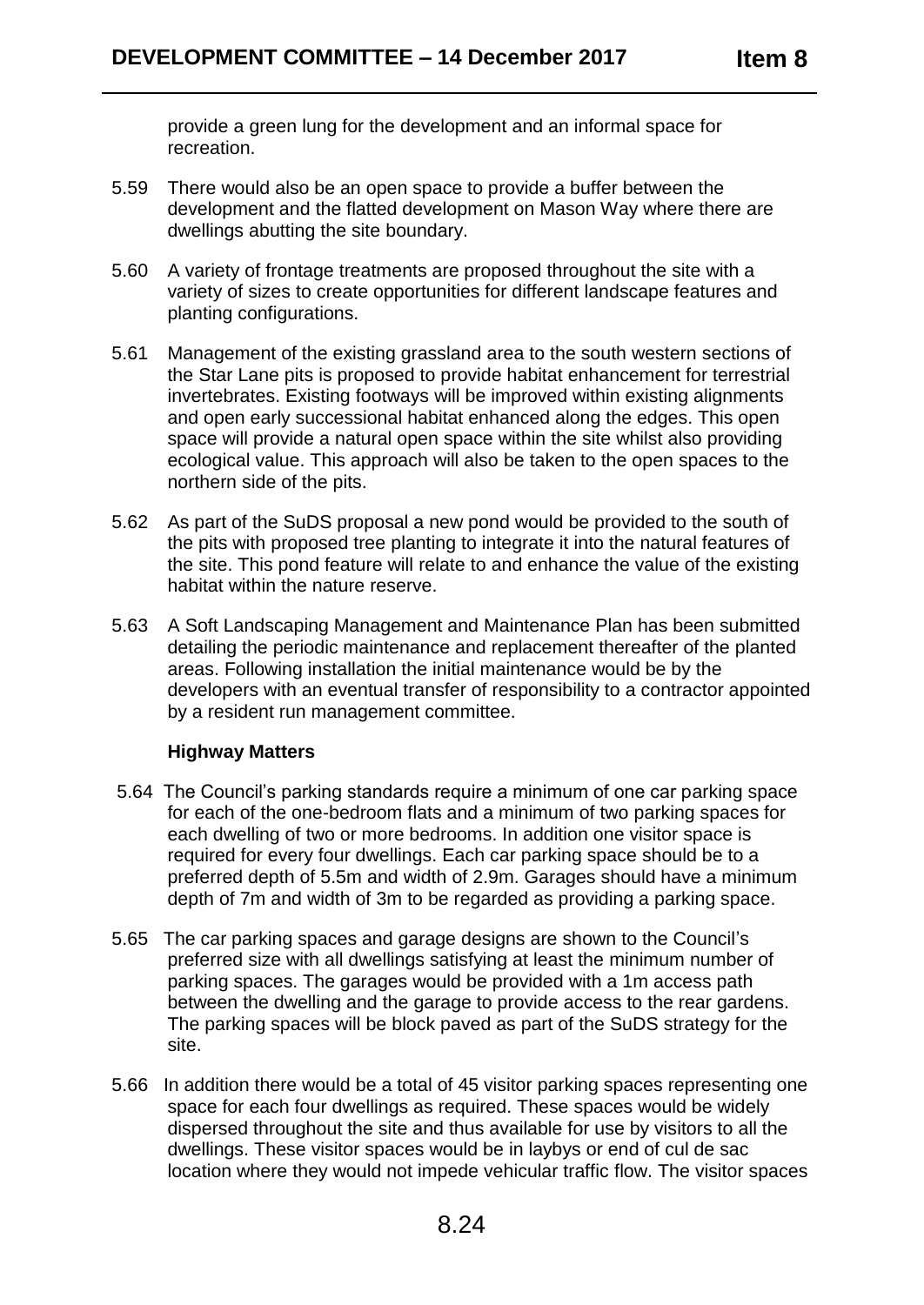provide a green lung for the development and an informal space for recreation.

5.59 There would also be an open space to provide a buffer between the development and the flatted development on Mason Way where there are dwellings abutting the site boundary.

5.60 A variety of frontage treatments are proposed throughout the site with a variety of sizes to create opportunities for different landscape features and planting configurations.

5.61 Management of the existing grassland area to the south western sections of the Star Lane pits is proposed to provide habitat enhancement for terrestrial invertebrates. Existing footways will be improved within existing alignments and open early successional habitat enhanced along the edges. This open space will provide a natural open space within the site whilst also providing ecological value. This approach will also be taken to the open spaces to the northern side of the pits.

5.62 As part of the SuDS proposal a new pond would be provided to the south of the pits with proposed tree planting to integrate it into the natural features of the site. This pond feature will relate to and enhance the value of the existing habitat within the nature reserve.

5.63 A Soft Landscaping Management and Maintenance Plan has been submitted detailing the periodic maintenance and replacement thereafter of the planted areas. Following installation the initial maintenance would be by the developers with an eventual transfer of responsibility to a contractor appointed by a resident run management committee.

**Highway Matters**

5.64 The Council's parking standards require a minimum of one car parking space for each of the one-bedroom flats and a minimum of two parking spaces for each dwelling of two or more bedrooms. In addition one visitor space is required for every four dwellings. Each car parking space should be to a preferred depth of 5.5m and width of 2.9m. Garages should have a minimum depth of 7m and width of 3m to be regarded as providing a parking space.

5.65 The car parking spaces and garage designs are shown to the Council's preferred size with all dwellings satisfying at least the minimum number of parking spaces. The garages would be provided with a 1m access path between the dwelling and the garage to provide access to the rear gardens. The parking spaces will be block paved as part of the SuDS strategy for the site.

5.66 In addition there would be a total of 45 visitor parking spaces representing one space for each four dwellings as required. These spaces would be widely dispersed throughout the site and thus available for use by visitors to all the dwellings. These visitor spaces would be in laybys or end of cul de sac location where they would not impede vehicular traffic flow. The visitor spaces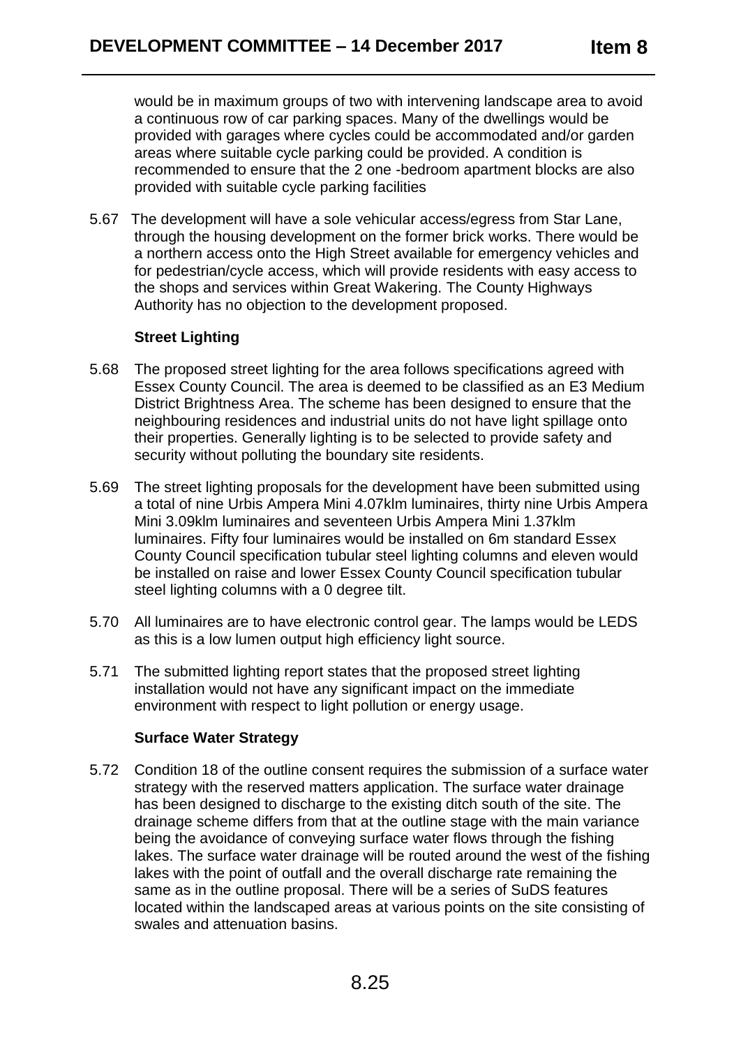would be in maximum groups of two with intervening landscape area to avoid a continuous row of car parking spaces. Many of the dwellings would be provided with garages where cycles could be accommodated and/or garden areas where suitable cycle parking could be provided. A condition is recommended to ensure that the 2 one -bedroom apartment blocks are also provided with suitable cycle parking facilities

5.67 The development will have a sole vehicular access/egress from Star Lane, through the housing development on the former brick works. There would be a northern access onto the High Street available for emergency vehicles and for pedestrian/cycle access, which will provide residents with easy access to the shops and services within Great Wakering. The County Highways Authority has no objection to the development proposed.

**Street Lighting**

5.68 The proposed street lighting for the area follows specifications agreed with Essex County Council. The area is deemed to be classified as an E3 Medium District Brightness Area. The scheme has been designed to ensure that the neighbouring residences and industrial units do not have light spillage onto their properties. Generally lighting is to be selected to provide safety and security without polluting the boundary site residents.

5.69 The street lighting proposals for the development have been submitted using a total of nine Urbis Ampera Mini 4.07klm luminaires, thirty nine Urbis Ampera Mini 3.09klm luminaires and seventeen Urbis Ampera Mini 1.37klm luminaires. Fifty four luminaires would be installed on 6m standard Essex County Council specification tubular steel lighting columns and eleven would be installed on raise and lower Essex County Council specification tubular steel lighting columns with a 0 degree tilt.

5.70 All luminaires are to have electronic control gear. The lamps would be LEDS as this is a low lumen output high efficiency light source.

5.71 The submitted lighting report states that the proposed street lighting installation would not have any significant impact on the immediate environment with respect to light pollution or energy usage.

**Surface Water Strategy**

5.72 Condition 18 of the outline consent requires the submission of a surface water strategy with the reserved matters application. The surface water drainage has been designed to discharge to the existing ditch south of the site. The drainage scheme differs from that at the outline stage with the main variance being the avoidance of conveying surface water flows through the fishing lakes. The surface water drainage will be routed around the west of the fishing lakes with the point of outfall and the overall discharge rate remaining the same as in the outline proposal. There will be a series of SuDS features located within the landscaped areas at various points on the site consisting of swales and attenuation basins.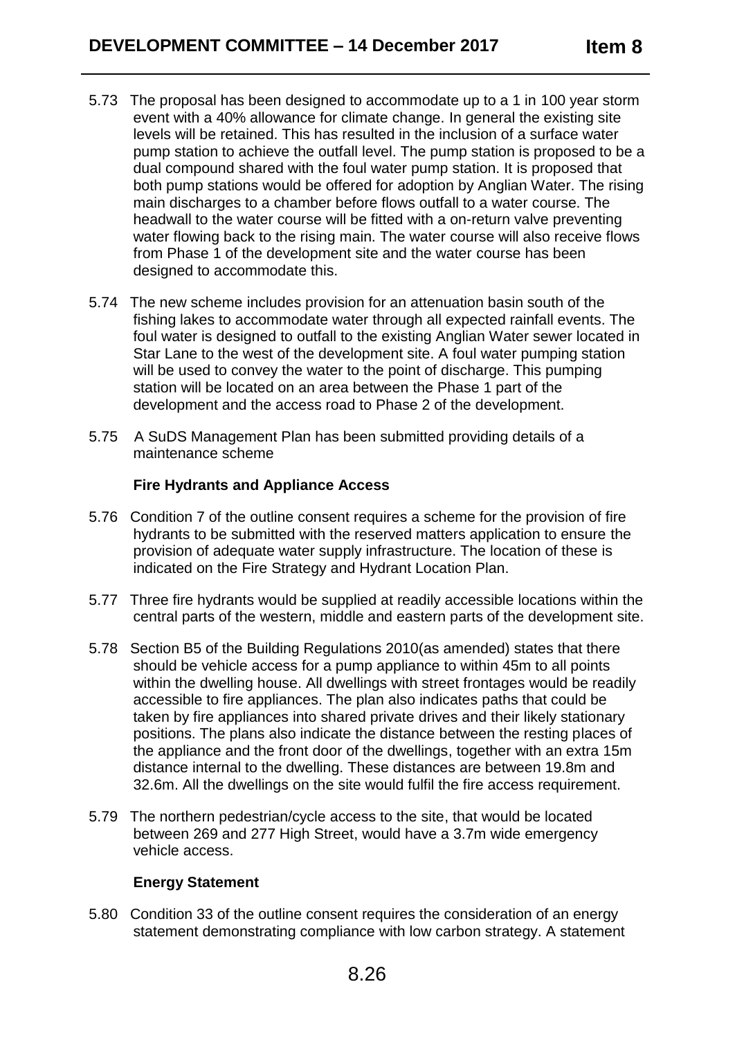5.73 The proposal has been designed to accommodate up to a 1 in 100 year storm event with a 40% allowance for climate change. In general the existing site levels will be retained. This has resulted in the inclusion of a surface water pump station to achieve the outfall level. The pump station is proposed to be a dual compound shared with the foul water pump station. It is proposed that both pump stations would be offered for adoption by Anglian Water. The rising main discharges to a chamber before flows outfall to a water course. The headwall to the water course will be fitted with a on-return valve preventing water flowing back to the rising main. The water course will also receive flows from Phase 1 of the development site and the water course has been designed to accommodate this.

5.74 The new scheme includes provision for an attenuation basin south of the fishing lakes to accommodate water through all expected rainfall events. The foul water is designed to outfall to the existing Anglian Water sewer located in Star Lane to the west of the development site. A foul water pumping station will be used to convey the water to the point of discharge. This pumping station will be located on an area between the Phase 1 part of the development and the access road to Phase 2 of the development.

5.75 A SuDS Management Plan has been submitted providing details of a maintenance scheme

**Fire Hydrants and Appliance Access**

5.76 Condition 7 of the outline consent requires a scheme for the provision of fire hydrants to be submitted with the reserved matters application to ensure the provision of adequate water supply infrastructure. The location of these is indicated on the Fire Strategy and Hydrant Location Plan.

5.77 Three fire hydrants would be supplied at readily accessible locations within the central parts of the western, middle and eastern parts of the development site.

5.78 Section B5 of the Building Regulations 2010(as amended) states that there should be vehicle access for a pump appliance to within 45m to all points within the dwelling house. All dwellings with street frontages would be readily accessible to fire appliances. The plan also indicates paths that could be taken by fire appliances into shared private drives and their likely stationary positions. The plans also indicate the distance between the resting places of the appliance and the front door of the dwellings, together with an extra 15m distance internal to the dwelling. These distances are between 19.8m and 32.6m. All the dwellings on the site would fulfil the fire access requirement.

5.79 The northern pedestrian/cycle access to the site, that would be located between 269 and 277 High Street, would have a 3.7m wide emergency vehicle access.

**Energy Statement**

5.80 Condition 33 of the outline consent requires the consideration of an energy statement demonstrating compliance with low carbon strategy. A statement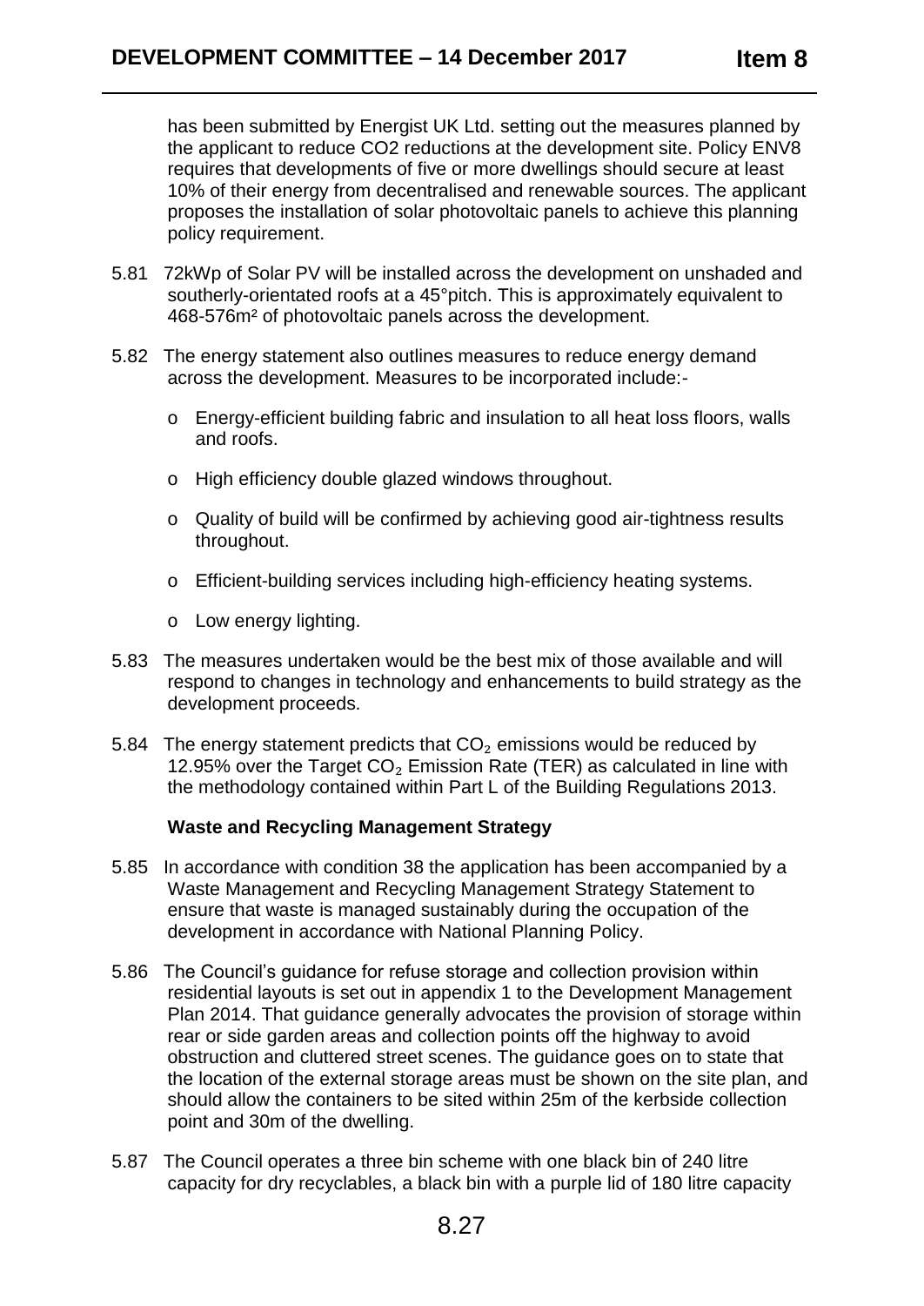has been submitted by Energist UK Ltd. setting out the measures planned by the applicant to reduce CO2 reductions at the development site. Policy ENV8 requires that developments of five or more dwellings should secure at least 10% of their energy from decentralised and renewable sources. The applicant proposes the installation of solar photovoltaic panels to achieve this planning policy requirement.

5.81 72kWp of Solar PV will be installed across the development on unshaded and southerly-orientated roofs at a 45°pitch. This is approximately equivalent to 468-576m² of photovoltaic panels across the development.

5.82 The energy statement also outlines measures to reduce energy demand across the development. Measures to be incorporated include:-

- Energy-efficient building fabric and insulation to all heat loss floors, walls and roofs.
- High efficiency double glazed windows throughout.
- Quality of build will be confirmed by achieving good air-tightness results throughout.
- Efficient-building services including high-efficiency heating systems.
- Low energy lighting.

5.83 The measures undertaken would be the best mix of those available and will respond to changes in technology and enhancements to build strategy as the development proceeds.

5.84 The energy statement predicts that $CO_2$ emissions would be reduced by 12.95% over the Target $CO_2$ Emission Rate (TER) as calculated in line with the methodology contained within Part L of the Building Regulations 2013.

**Waste and Recycling Management Strategy**

5.85 In accordance with condition 38 the application has been accompanied by a Waste Management and Recycling Management Strategy Statement to ensure that waste is managed sustainably during the occupation of the development in accordance with National Planning Policy.

5.86 The Council's guidance for refuse storage and collection provision within residential layouts is set out in appendix 1 to the Development Management Plan 2014. That guidance generally advocates the provision of storage within rear or side garden areas and collection points off the highway to avoid obstruction and cluttered street scenes. The guidance goes on to state that the location of the external storage areas must be shown on the site plan, and should allow the containers to be sited within 25m of the kerbside collection point and 30m of the dwelling.

5.87 The Council operates a three bin scheme with one black bin of 240 litre capacity for dry recyclables, a black bin with a purple lid of 180 litre capacity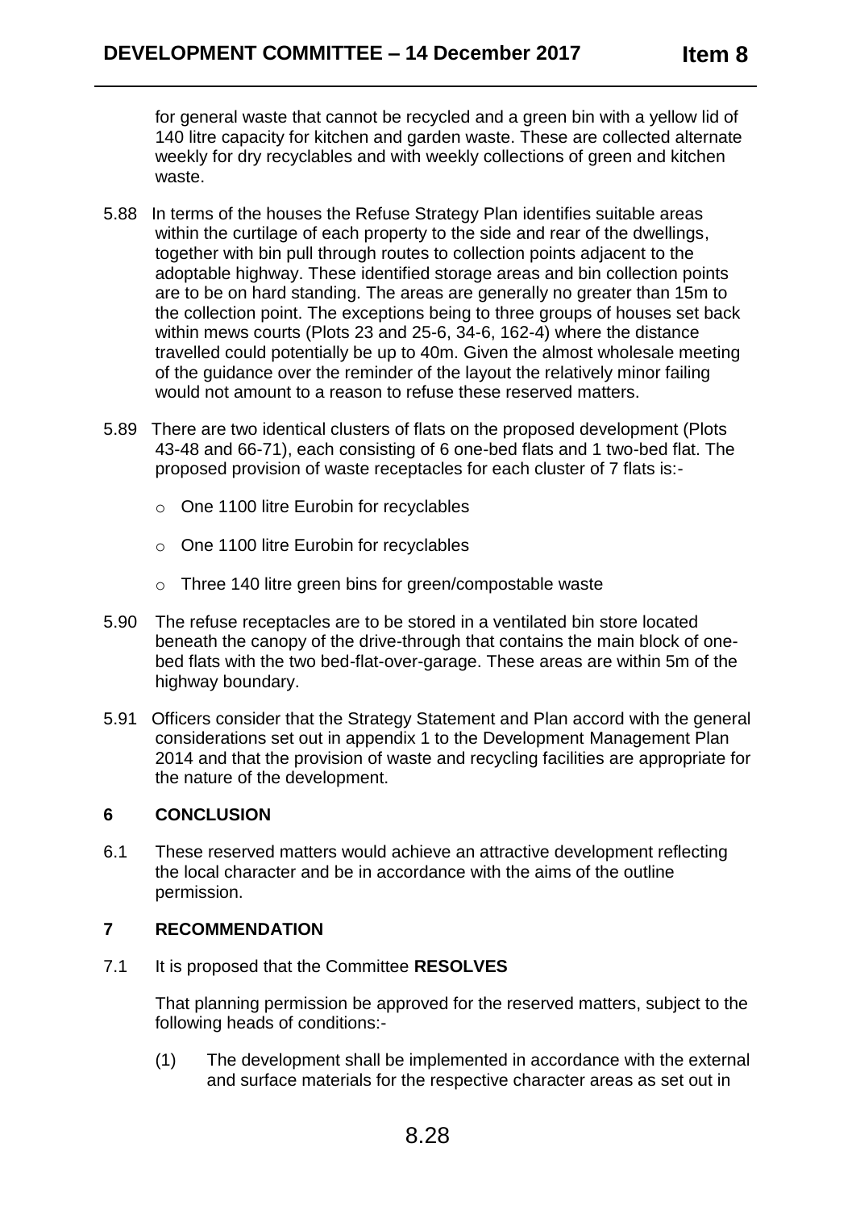for general waste that cannot be recycled and a green bin with a yellow lid of 140 litre capacity for kitchen and garden waste. These are collected alternate weekly for dry recyclables and with weekly collections of green and kitchen waste.

5.88 In terms of the houses the Refuse Strategy Plan identifies suitable areas within the curtilage of each property to the side and rear of the dwellings, together with bin pull through routes to collection points adjacent to the adoptable highway. These identified storage areas and bin collection points are to be on hard standing. The areas are generally no greater than 15m to the collection point. The exceptions being to three groups of houses set back within mews courts (Plots 23 and 25-6, 34-6, 162-4) where the distance travelled could potentially be up to 40m. Given the almost wholesale meeting of the guidance over the reminder of the layout the relatively minor failing would not amount to a reason to refuse these reserved matters.

5.89 There are two identical clusters of flats on the proposed development (Plots 43-48 and 66-71), each consisting of 6 one-bed flats and 1 two-bed flat. The proposed provision of waste receptacles for each cluster of 7 flats is:-

- One 1100 litre Eurobin for recyclables
- One 1100 litre Eurobin for recyclables
- Three 140 litre green bins for green/compostable waste

5.90 The refuse receptacles are to be stored in a ventilated bin store located beneath the canopy of the drive-through that contains the main block of one-bed flats with the two bed-flat-over-garage. These areas are within 5m of the highway boundary.

5.91 Officers consider that the Strategy Statement and Plan accord with the general considerations set out in appendix 1 to the Development Management Plan 2014 and that the provision of waste and recycling facilities are appropriate for the nature of the development.

## 6 CONCLUSION

6.1 These reserved matters would achieve an attractive development reflecting the local character and be in accordance with the aims of the outline permission.

## 7 RECOMMENDATION

7.1 It is proposed that the Committee **RESOLVES**

That planning permission be approved for the reserved matters, subject to the following heads of conditions:-

(1) The development shall be implemented in accordance with the external and surface materials for the respective character areas as set out in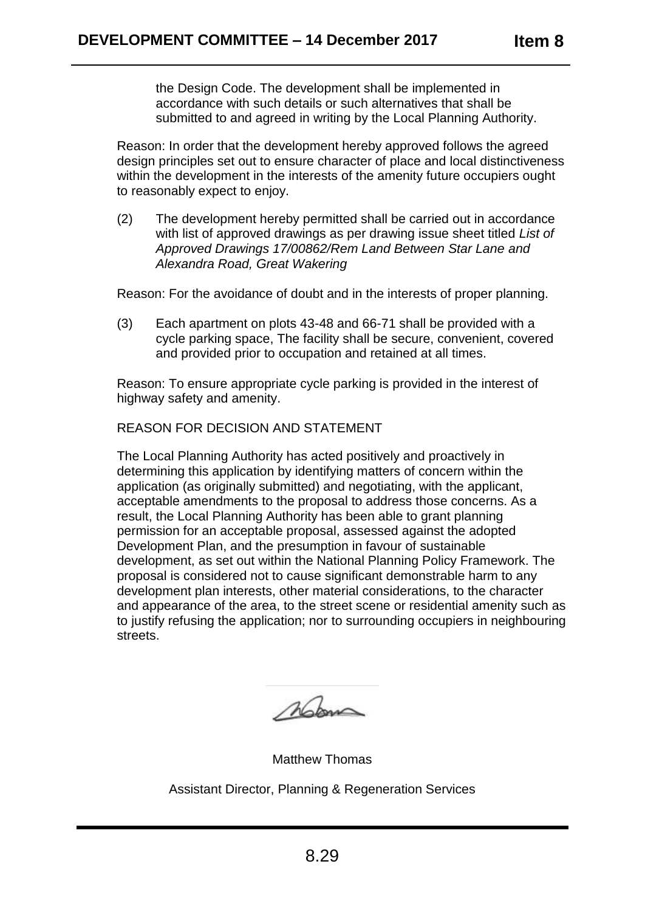the Design Code. The development shall be implemented in accordance with such details or such alternatives that shall be submitted to and agreed in writing by the Local Planning Authority.

Reason: In order that the development hereby approved follows the agreed design principles set out to ensure character of place and local distinctiveness within the development in the interests of the amenity future occupiers ought to reasonably expect to enjoy.

(2) The development hereby permitted shall be carried out in accordance with list of approved drawings as per drawing issue sheet titled *List of Approved Drawings 17/00862/Rem Land Between Star Lane and Alexandra Road, Great Wakering*

Reason: For the avoidance of doubt and in the interests of proper planning.

(3) Each apartment on plots 43-48 and 66-71 shall be provided with a cycle parking space, The facility shall be secure, convenient, covered and provided prior to occupation and retained at all times.

Reason: To ensure appropriate cycle parking is provided in the interest of highway safety and amenity.

REASON FOR DECISION AND STATEMENT

The Local Planning Authority has acted positively and proactively in determining this application by identifying matters of concern within the application (as originally submitted) and negotiating, with the applicant, acceptable amendments to the proposal to address those concerns. As a result, the Local Planning Authority has been able to grant planning permission for an acceptable proposal, assessed against the adopted Development Plan, and the presumption in favour of sustainable development, as set out within the National Planning Policy Framework. The proposal is considered not to cause significant demonstrable harm to any development plan interests, other material considerations, to the character and appearance of the area, to the street scene or residential amenity such as to justify refusing the application; nor to surrounding occupiers in neighbouring streets.

Matthew Thomas

Assistant Director, Planning & Regeneration Services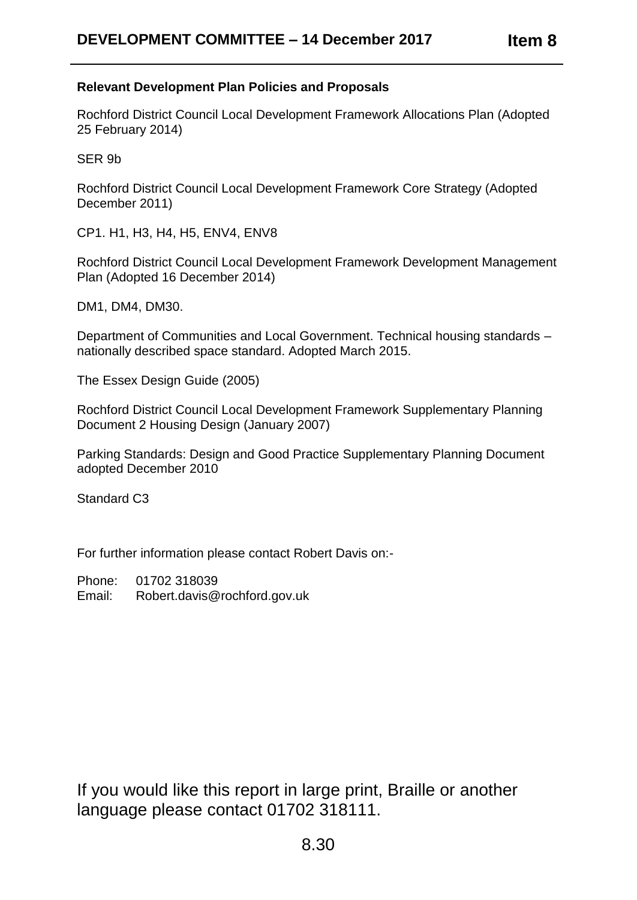**Relevant Development Plan Policies and Proposals**

Rochford District Council Local Development Framework Allocations Plan (Adopted 25 February 2014)

SER 9b

Rochford District Council Local Development Framework Core Strategy (Adopted December 2011)

CP1. H1, H3, H4, H5, ENV4, ENV8

Rochford District Council Local Development Framework Development Management Plan (Adopted 16 December 2014)

DM1, DM4, DM30.

Department of Communities and Local Government. Technical housing standards – nationally described space standard. Adopted March 2015.

The Essex Design Guide (2005)

Rochford District Council Local Development Framework Supplementary Planning Document 2 Housing Design (January 2007)

Parking Standards: Design and Good Practice Supplementary Planning Document adopted December 2010

Standard C3

For further information please contact Robert Davis on:-

Phone: 01702 318039
Email: Robert.davis@rochford.gov.uk

If you would like this report in large print, Braille or another language please contact 01702 318111.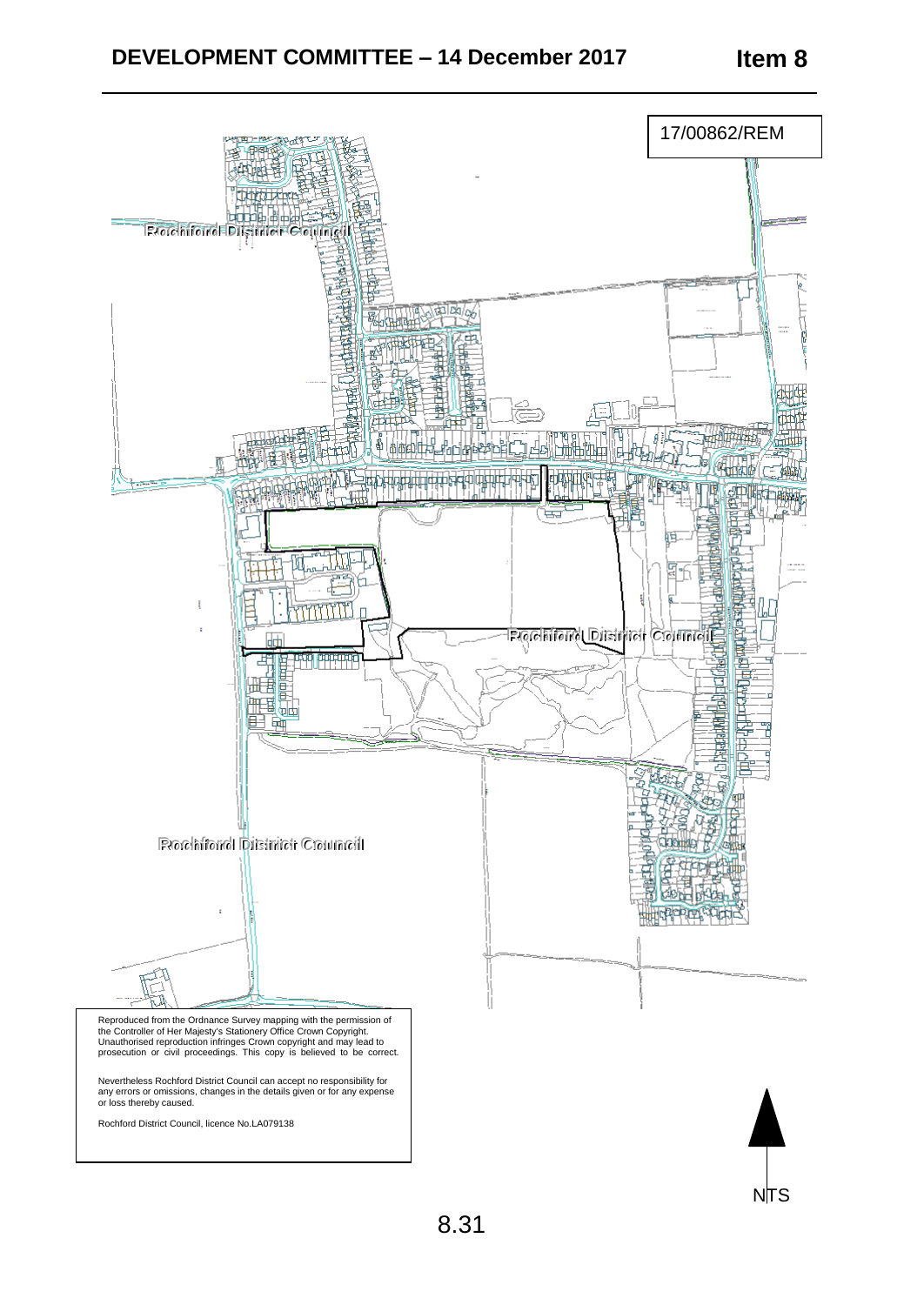17/00862/REM

Rochford District Council

Rochford District Council

Rochford District Council

Reproduced from the Ordnance Survey mapping with the permission of the Controller of Her Majesty's Stationery Office Crown Copyright. Unauthorised reproduction infringes Crown copyright and may lead to prosecution or civil proceedings. This copy is believed to be correct.

Nevertheless Rochford District Council can accept no responsibility for any errors or omissions, changes in the details given or for any expense or loss thereby caused.

Rochford District Council, licence No.LA079138

NTS